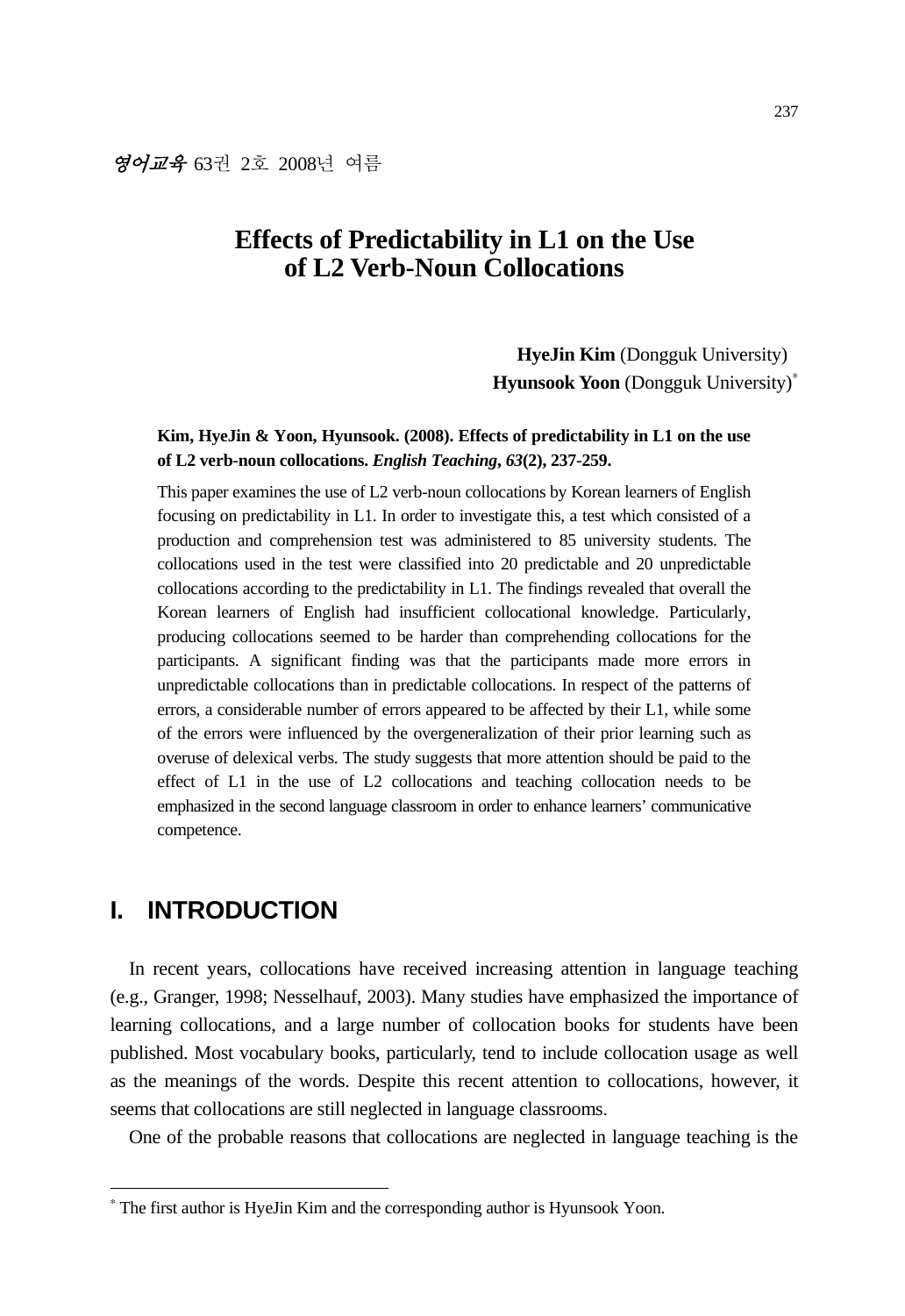영어교육 63권 2호 2008년 여름

# Effects of Predictability in L1 on the Use of L2 Verb-Noun Collocations

**HyeJin Kim** (Dongguk University)
**Hyunsook Yoon** (Dongguk University)*

**Kim, HyeJin & Yoon, Hyunsook. (2008). Effects of predictability in L1 on the use of L2 verb-noun collocations. *English Teaching, 63*(2), 237-259.**

This paper examines the use of L2 verb-noun collocations by Korean learners of English focusing on predictability in L1. In order to investigate this, a test which consisted of a production and comprehension test was administered to 85 university students. The collocations used in the test were classified into 20 predictable and 20 unpredictable collocations according to the predictability in L1. The findings revealed that overall the Korean learners of English had insufficient collocational knowledge. Particularly, producing collocations seemed to be harder than comprehending collocations for the participants. A significant finding was that the participants made more errors in unpredictable collocations than in predictable collocations. In respect of the patterns of errors, a considerable number of errors appeared to be affected by their L1, while some of the errors were influenced by the overgeneralization of their prior learning such as overuse of delexical verbs. The study suggests that more attention should be paid to the effect of L1 in the use of L2 collocations and teaching collocation needs to be emphasized in the second language classroom in order to enhance learners' communicative competence.

## I. INTRODUCTION

In recent years, collocations have received increasing attention in language teaching (e.g., Granger, 1998; Nesselhauf, 2003). Many studies have emphasized the importance of learning collocations, and a large number of collocation books for students have been published. Most vocabulary books, particularly, tend to include collocation usage as well as the meanings of the words. Despite this recent attention to collocations, however, it seems that collocations are still neglected in language classrooms.

One of the probable reasons that collocations are neglected in language teaching is the

---

* The first author is HyeJin Kim and the corresponding author is Hyunsook Yoon.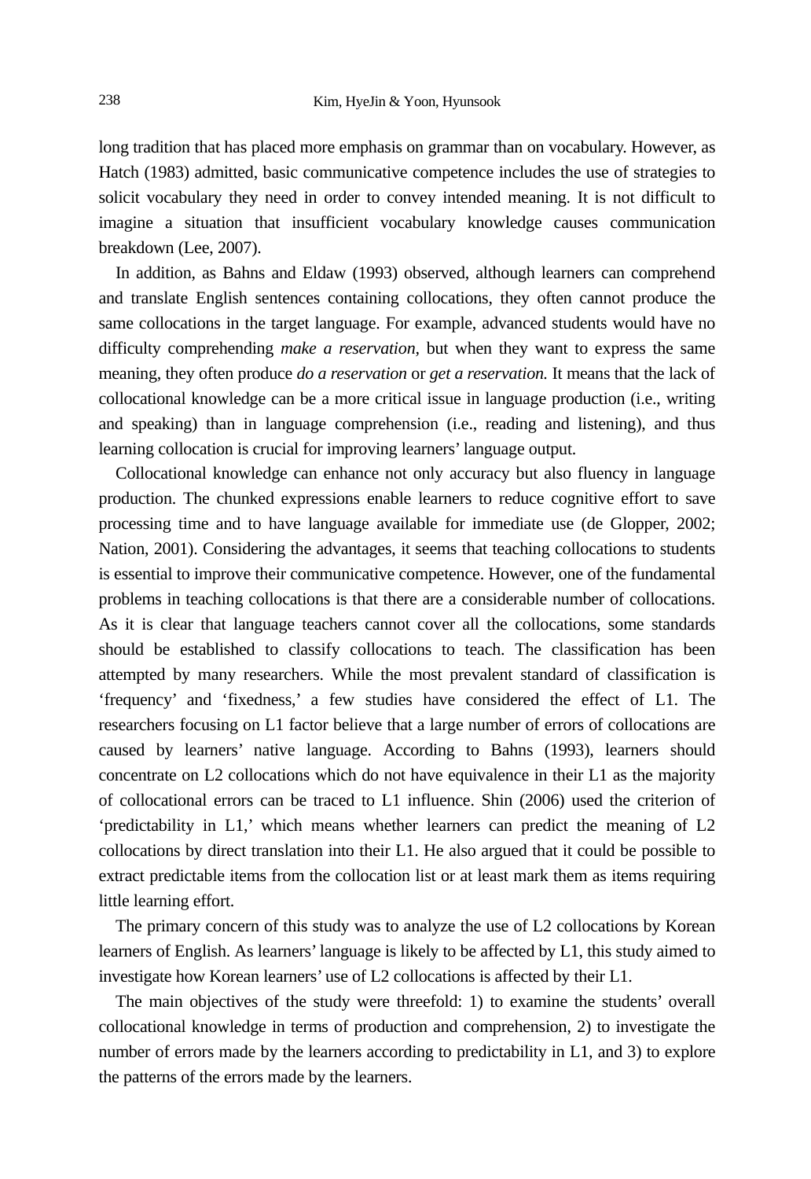long tradition that has placed more emphasis on grammar than on vocabulary. However, as Hatch (1983) admitted, basic communicative competence includes the use of strategies to solicit vocabulary they need in order to convey intended meaning. It is not difficult to imagine a situation that insufficient vocabulary knowledge causes communication breakdown (Lee, 2007).

In addition, as Bahns and Eldaw (1993) observed, although learners can comprehend and translate English sentences containing collocations, they often cannot produce the same collocations in the target language. For example, advanced students would have no difficulty comprehending *make a reservation,* but when they want to express the same meaning, they often produce *do a reservation* or *get a reservation.* It means that the lack of collocational knowledge can be a more critical issue in language production (i.e., writing and speaking) than in language comprehension (i.e., reading and listening), and thus learning collocation is crucial for improving learners' language output.

Collocational knowledge can enhance not only accuracy but also fluency in language production. The chunked expressions enable learners to reduce cognitive effort to save processing time and to have language available for immediate use (de Glopper, 2002; Nation, 2001). Considering the advantages, it seems that teaching collocations to students is essential to improve their communicative competence. However, one of the fundamental problems in teaching collocations is that there are a considerable number of collocations. As it is clear that language teachers cannot cover all the collocations, some standards should be established to classify collocations to teach. The classification has been attempted by many researchers. While the most prevalent standard of classification is 'frequency' and 'fixedness,' a few studies have considered the effect of L1. The researchers focusing on L1 factor believe that a large number of errors of collocations are caused by learners' native language. According to Bahns (1993), learners should concentrate on L2 collocations which do not have equivalence in their L1 as the majority of collocational errors can be traced to L1 influence. Shin (2006) used the criterion of 'predictability in L1,' which means whether learners can predict the meaning of L2 collocations by direct translation into their L1. He also argued that it could be possible to extract predictable items from the collocation list or at least mark them as items requiring little learning effort.

The primary concern of this study was to analyze the use of L2 collocations by Korean learners of English. As learners' language is likely to be affected by L1, this study aimed to investigate how Korean learners' use of L2 collocations is affected by their L1.

The main objectives of the study were threefold: 1) to examine the students' overall collocational knowledge in terms of production and comprehension, 2) to investigate the number of errors made by the learners according to predictability in L1, and 3) to explore the patterns of the errors made by the learners.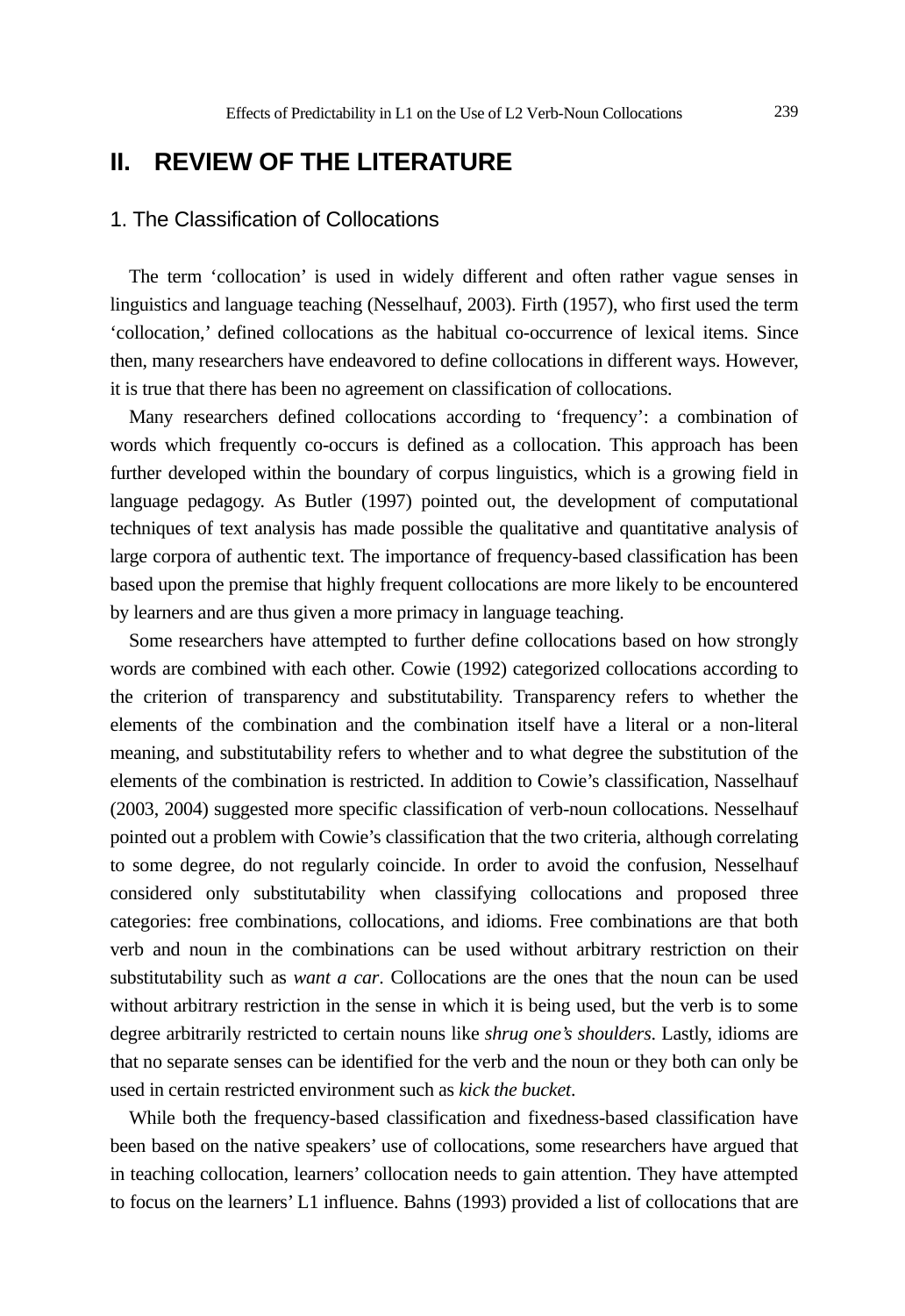## II. REVIEW OF THE LITERATURE

### 1. The Classification of Collocations

The term 'collocation' is used in widely different and often rather vague senses in linguistics and language teaching (Nesselhauf, 2003). Firth (1957), who first used the term 'collocation,' defined collocations as the habitual co-occurrence of lexical items. Since then, many researchers have endeavored to define collocations in different ways. However, it is true that there has been no agreement on classification of collocations.

Many researchers defined collocations according to 'frequency': a combination of words which frequently co-occurs is defined as a collocation. This approach has been further developed within the boundary of corpus linguistics, which is a growing field in language pedagogy. As Butler (1997) pointed out, the development of computational techniques of text analysis has made possible the qualitative and quantitative analysis of large corpora of authentic text. The importance of frequency-based classification has been based upon the premise that highly frequent collocations are more likely to be encountered by learners and are thus given a more primacy in language teaching.

Some researchers have attempted to further define collocations based on how strongly words are combined with each other. Cowie (1992) categorized collocations according to the criterion of transparency and substitutability. Transparency refers to whether the elements of the combination and the combination itself have a literal or a non-literal meaning, and substitutability refers to whether and to what degree the substitution of the elements of the combination is restricted. In addition to Cowie's classification, Nasselhauf (2003, 2004) suggested more specific classification of verb-noun collocations. Nesselhauf pointed out a problem with Cowie's classification that the two criteria, although correlating to some degree, do not regularly coincide. In order to avoid the confusion, Nesselhauf considered only substitutability when classifying collocations and proposed three categories: free combinations, collocations, and idioms. Free combinations are that both verb and noun in the combinations can be used without arbitrary restriction on their substitutability such as *want a car*. Collocations are the ones that the noun can be used without arbitrary restriction in the sense in which it is being used, but the verb is to some degree arbitrarily restricted to certain nouns like *shrug one's shoulders*. Lastly, idioms are that no separate senses can be identified for the verb and the noun or they both can only be used in certain restricted environment such as *kick the bucket*.

While both the frequency-based classification and fixedness-based classification have been based on the native speakers' use of collocations, some researchers have argued that in teaching collocation, learners' collocation needs to gain attention. They have attempted to focus on the learners' L1 influence. Bahns (1993) provided a list of collocations that are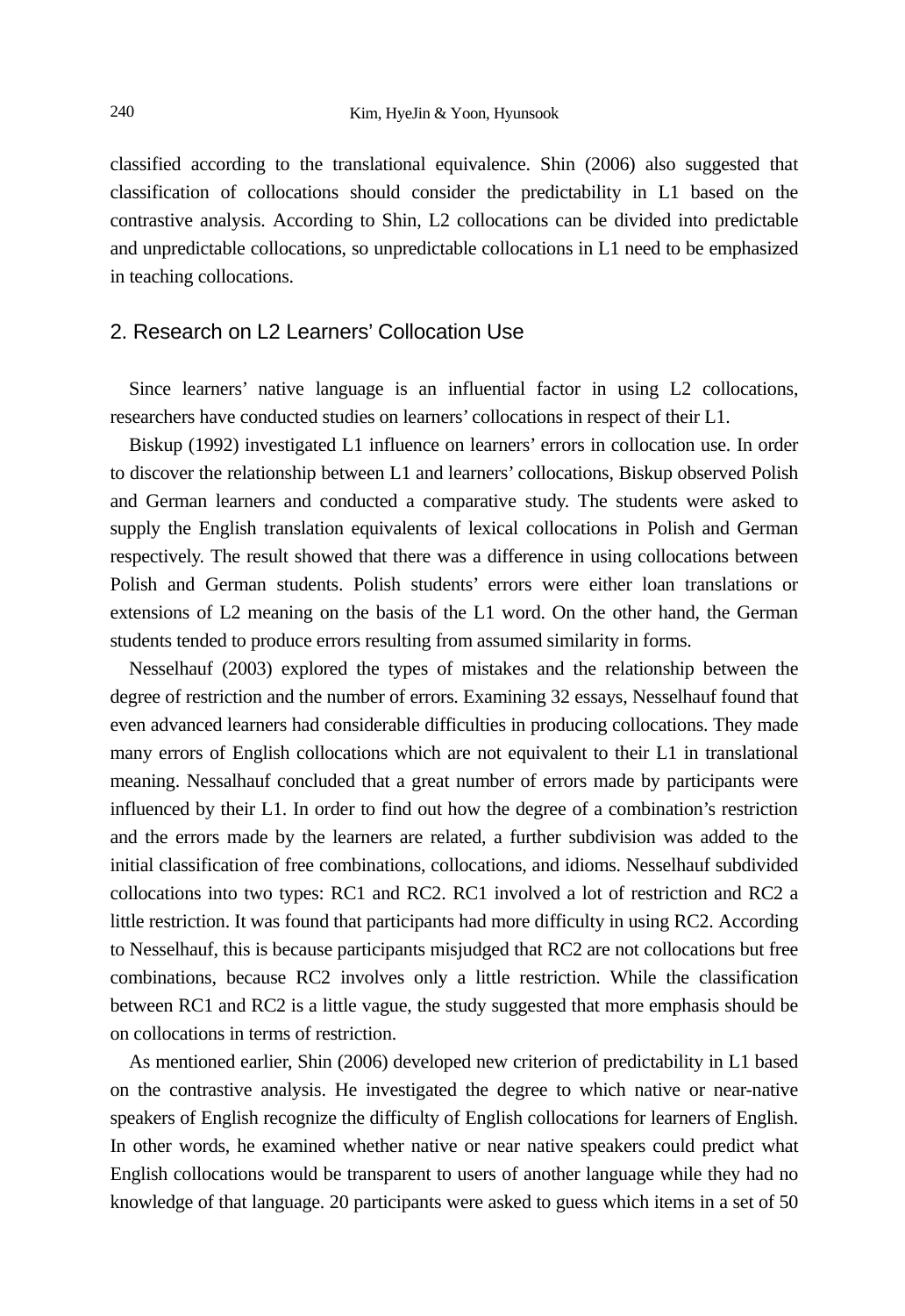classified according to the translational equivalence. Shin (2006) also suggested that classification of collocations should consider the predictability in L1 based on the contrastive analysis. According to Shin, L2 collocations can be divided into predictable and unpredictable collocations, so unpredictable collocations in L1 need to be emphasized in teaching collocations.

## 2. Research on L2 Learners' Collocation Use

Since learners' native language is an influential factor in using L2 collocations, researchers have conducted studies on learners' collocations in respect of their L1.

Biskup (1992) investigated L1 influence on learners' errors in collocation use. In order to discover the relationship between L1 and learners' collocations, Biskup observed Polish and German learners and conducted a comparative study. The students were asked to supply the English translation equivalents of lexical collocations in Polish and German respectively. The result showed that there was a difference in using collocations between Polish and German students. Polish students' errors were either loan translations or extensions of L2 meaning on the basis of the L1 word. On the other hand, the German students tended to produce errors resulting from assumed similarity in forms.

Nesselhauf (2003) explored the types of mistakes and the relationship between the degree of restriction and the number of errors. Examining 32 essays, Nesselhauf found that even advanced learners had considerable difficulties in producing collocations. They made many errors of English collocations which are not equivalent to their L1 in translational meaning. Nessalhauf concluded that a great number of errors made by participants were influenced by their L1. In order to find out how the degree of a combination's restriction and the errors made by the learners are related, a further subdivision was added to the initial classification of free combinations, collocations, and idioms. Nesselhauf subdivided collocations into two types: RC1 and RC2. RC1 involved a lot of restriction and RC2 a little restriction. It was found that participants had more difficulty in using RC2. According to Nesselhauf, this is because participants misjudged that RC2 are not collocations but free combinations, because RC2 involves only a little restriction. While the classification between RC1 and RC2 is a little vague, the study suggested that more emphasis should be on collocations in terms of restriction.

As mentioned earlier, Shin (2006) developed new criterion of predictability in L1 based on the contrastive analysis. He investigated the degree to which native or near-native speakers of English recognize the difficulty of English collocations for learners of English. In other words, he examined whether native or near native speakers could predict what English collocations would be transparent to users of another language while they had no knowledge of that language. 20 participants were asked to guess which items in a set of 50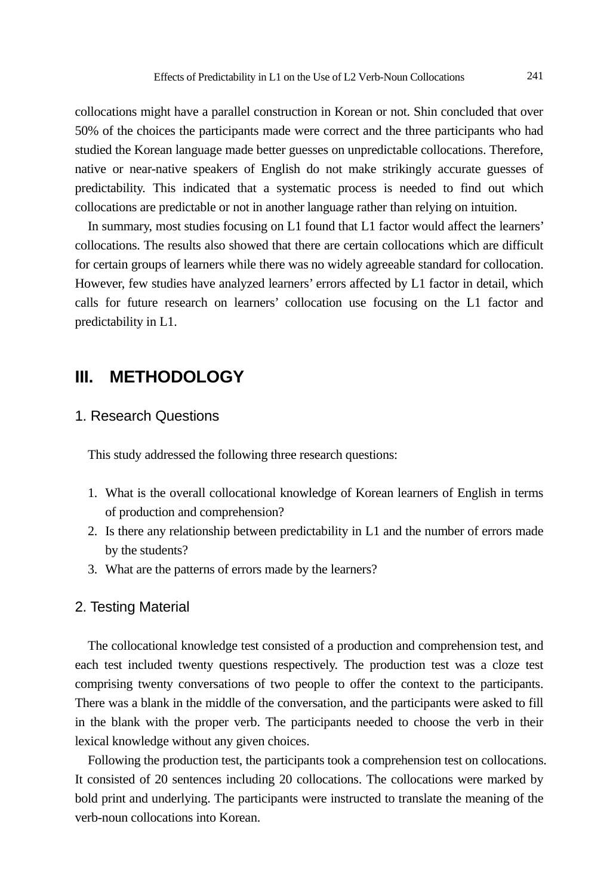collocations might have a parallel construction in Korean or not. Shin concluded that over 50% of the choices the participants made were correct and the three participants who had studied the Korean language made better guesses on unpredictable collocations. Therefore, native or near-native speakers of English do not make strikingly accurate guesses of predictability. This indicated that a systematic process is needed to find out which collocations are predictable or not in another language rather than relying on intuition.

In summary, most studies focusing on L1 found that L1 factor would affect the learners' collocations. The results also showed that there are certain collocations which are difficult for certain groups of learners while there was no widely agreeable standard for collocation. However, few studies have analyzed learners' errors affected by L1 factor in detail, which calls for future research on learners' collocation use focusing on the L1 factor and predictability in L1.

## III. METHODOLOGY

### 1. Research Questions

This study addressed the following three research questions:

1. What is the overall collocational knowledge of Korean learners of English in terms of production and comprehension?
2. Is there any relationship between predictability in L1 and the number of errors made by the students?
3. What are the patterns of errors made by the learners?

### 2. Testing Material

The collocational knowledge test consisted of a production and comprehension test, and each test included twenty questions respectively. The production test was a cloze test comprising twenty conversations of two people to offer the context to the participants. There was a blank in the middle of the conversation, and the participants were asked to fill in the blank with the proper verb. The participants needed to choose the verb in their lexical knowledge without any given choices.

Following the production test, the participants took a comprehension test on collocations. It consisted of 20 sentences including 20 collocations. The collocations were marked by bold print and underlying. The participants were instructed to translate the meaning of the verb-noun collocations into Korean.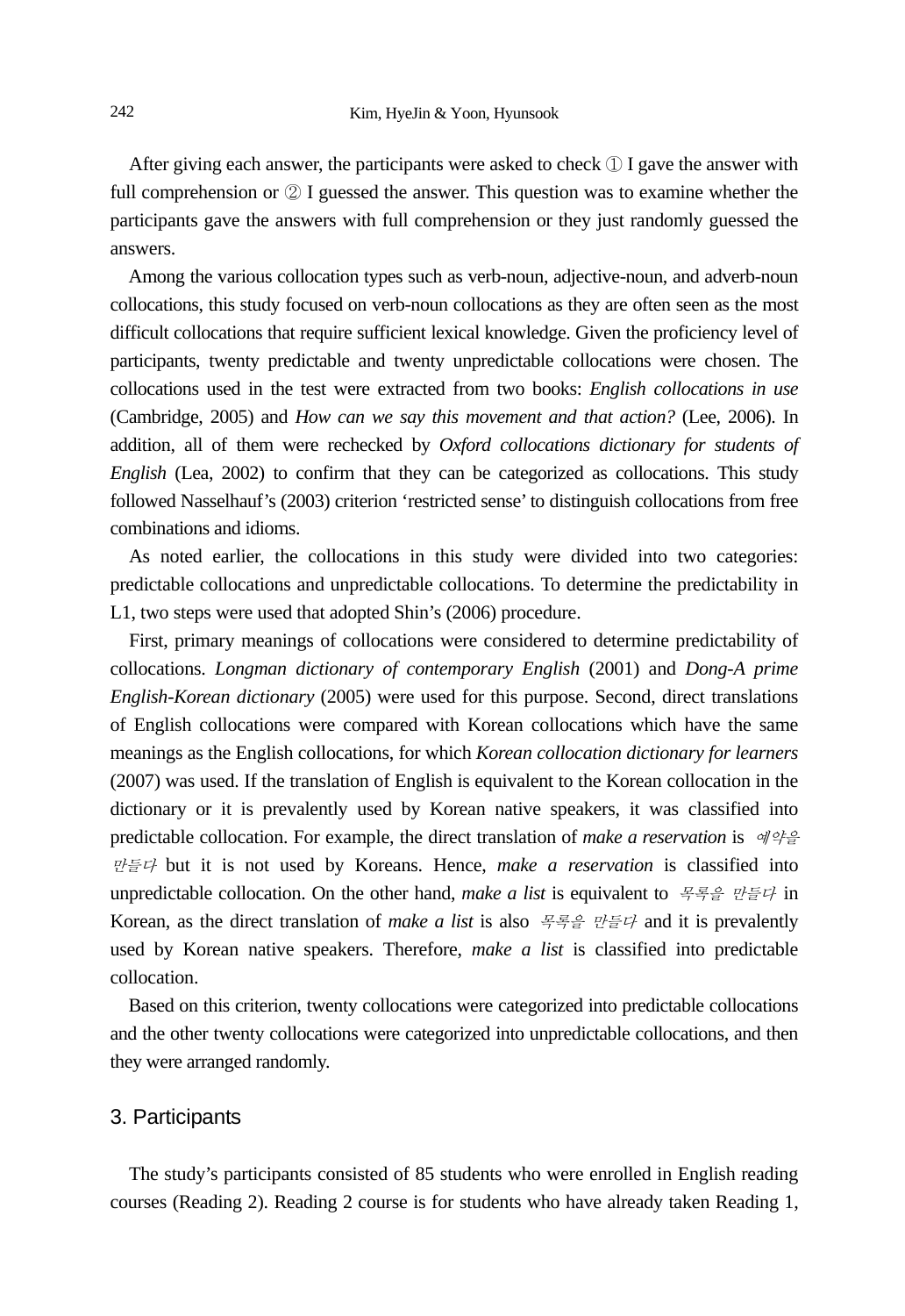After giving each answer, the participants were asked to check ① I gave the answer with full comprehension or ② I guessed the answer. This question was to examine whether the participants gave the answers with full comprehension or they just randomly guessed the answers.

Among the various collocation types such as verb-noun, adjective-noun, and adverb-noun collocations, this study focused on verb-noun collocations as they are often seen as the most difficult collocations that require sufficient lexical knowledge. Given the proficiency level of participants, twenty predictable and twenty unpredictable collocations were chosen. The collocations used in the test were extracted from two books: *English collocations in use* (Cambridge, 2005) and *How can we say this movement and that action?* (Lee, 2006). In addition, all of them were rechecked by *Oxford collocations dictionary for students of English* (Lea, 2002) to confirm that they can be categorized as collocations. This study followed Nasselhauf's (2003) criterion 'restricted sense' to distinguish collocations from free combinations and idioms.

As noted earlier, the collocations in this study were divided into two categories: predictable collocations and unpredictable collocations. To determine the predictability in L1, two steps were used that adopted Shin's (2006) procedure.

First, primary meanings of collocations were considered to determine predictability of collocations. *Longman dictionary of contemporary English* (2001) and *Dong-A prime English-Korean dictionary* (2005) were used for this purpose. Second, direct translations of English collocations were compared with Korean collocations which have the same meanings as the English collocations, for which *Korean collocation dictionary for learners* (2007) was used. If the translation of English is equivalent to the Korean collocation in the dictionary or it is prevalently used by Korean native speakers, it was classified into predictable collocation. For example, the direct translation of ***make a reservation*** is *예약을 만들다* but it is not used by Koreans. Hence, ***make a reservation*** is classified into unpredictable collocation. On the other hand, ***make a list*** is equivalent to *목록을 만들다* in Korean, as the direct translation of ***make a list*** is also *목록을 만들다* and it is prevalently used by Korean native speakers. Therefore, ***make a list*** is classified into predictable collocation.

Based on this criterion, twenty collocations were categorized into predictable collocations and the other twenty collocations were categorized into unpredictable collocations, and then they were arranged randomly.

## 3. Participants

The study's participants consisted of 85 students who were enrolled in English reading courses (Reading 2). Reading 2 course is for students who have already taken Reading 1,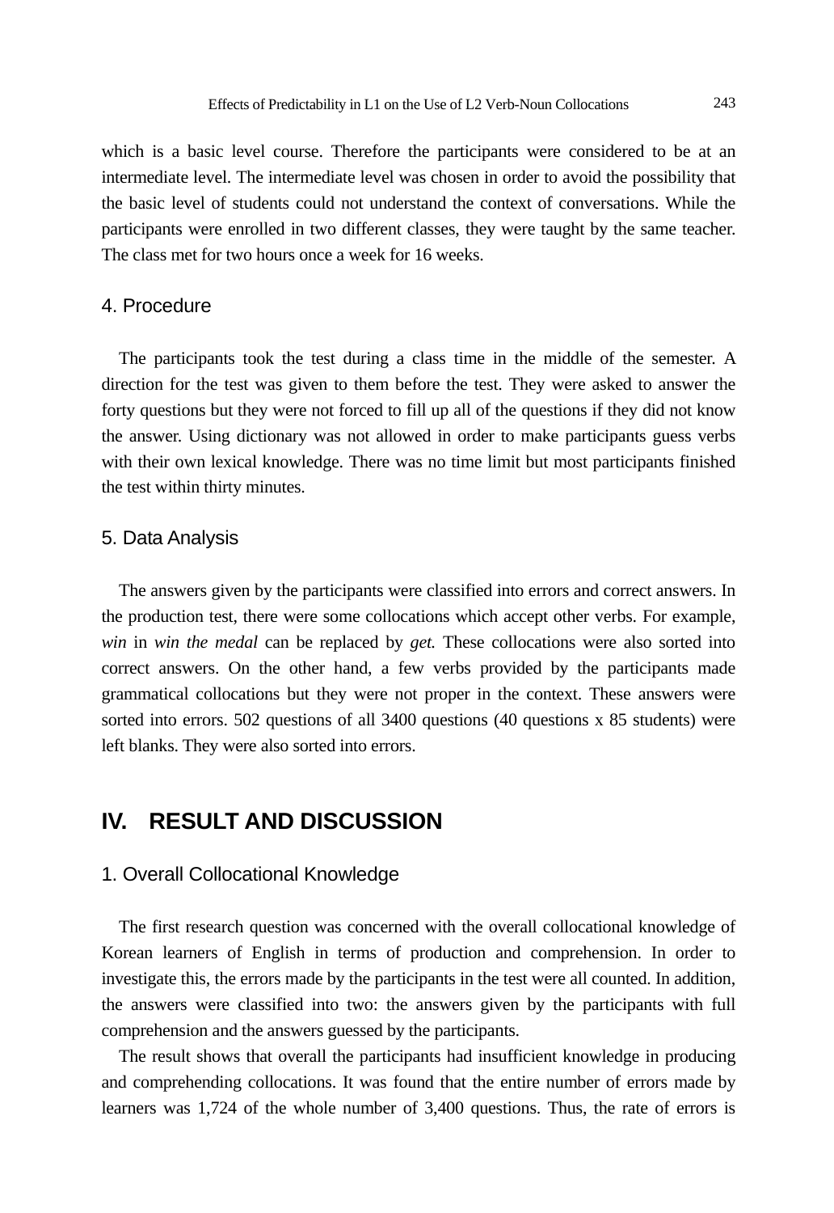which is a basic level course. Therefore the participants were considered to be at an intermediate level. The intermediate level was chosen in order to avoid the possibility that the basic level of students could not understand the context of conversations. While the participants were enrolled in two different classes, they were taught by the same teacher. The class met for two hours once a week for 16 weeks.

### 4. Procedure

The participants took the test during a class time in the middle of the semester. A direction for the test was given to them before the test. They were asked to answer the forty questions but they were not forced to fill up all of the questions if they did not know the answer. Using dictionary was not allowed in order to make participants guess verbs with their own lexical knowledge. There was no time limit but most participants finished the test within thirty minutes.

### 5. Data Analysis

The answers given by the participants were classified into errors and correct answers. In the production test, there were some collocations which accept other verbs. For example, *win* in *win the medal* can be replaced by *get.* These collocations were also sorted into correct answers. On the other hand, a few verbs provided by the participants made grammatical collocations but they were not proper in the context. These answers were sorted into errors. 502 questions of all 3400 questions (40 questions x 85 students) were left blanks. They were also sorted into errors.

## IV. RESULT AND DISCUSSION

### 1. Overall Collocational Knowledge

The first research question was concerned with the overall collocational knowledge of Korean learners of English in terms of production and comprehension. In order to investigate this, the errors made by the participants in the test were all counted. In addition, the answers were classified into two: the answers given by the participants with full comprehension and the answers guessed by the participants.

The result shows that overall the participants had insufficient knowledge in producing and comprehending collocations. It was found that the entire number of errors made by learners was 1,724 of the whole number of 3,400 questions. Thus, the rate of errors is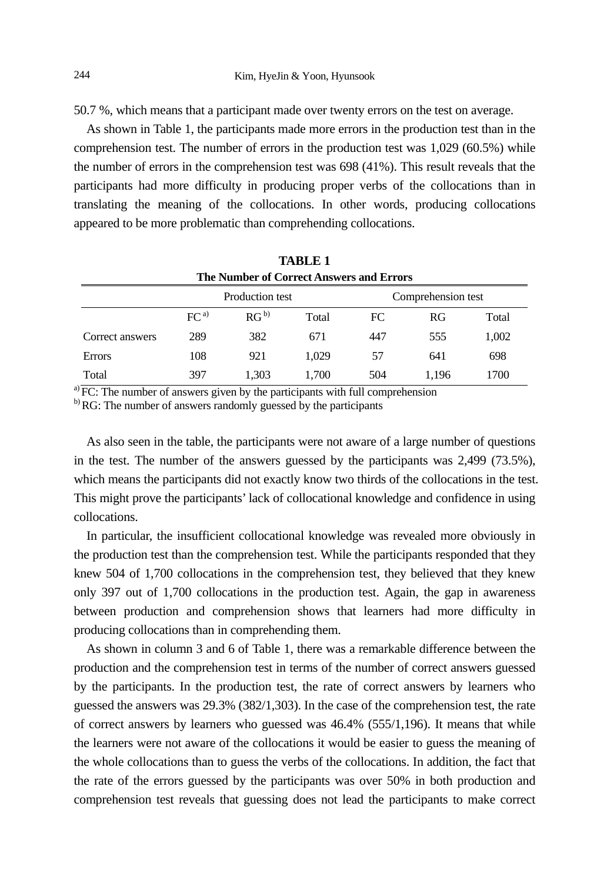50.7 %, which means that a participant made over twenty errors on the test on average.

As shown in Table 1, the participants made more errors in the production test than in the comprehension test. The number of errors in the production test was 1,029 (60.5%) while the number of errors in the comprehension test was 698 (41%). This result reveals that the participants had more difficulty in producing proper verbs of the collocations than in translating the meaning of the collocations. In other words, producing collocations appeared to be more problematic than comprehending collocations.

**TABLE 1**
**The Number of Correct Answers and Errors**

| | Production test | | | Comprehension test | | |
|---|---|---|---|---|---|---|
| | FC [a)] | RG [b)] | Total | FC | RG | Total |
| Correct answers | 289 | 382 | 671 | 447 | 555 | 1,002 |
| Errors | 108 | 921 | 1,029 | 57 | 641 | 698 |
| Total | 397 | 1,303 | 1,700 | 504 | 1,196 | 1700 |

[a)] FC: The number of answers given by the participants with full comprehension
[b)] RG: The number of answers randomly guessed by the participants

As also seen in the table, the participants were not aware of a large number of questions in the test. The number of the answers guessed by the participants was 2,499 (73.5%), which means the participants did not exactly know two thirds of the collocations in the test. This might prove the participants' lack of collocational knowledge and confidence in using collocations.

In particular, the insufficient collocational knowledge was revealed more obviously in the production test than the comprehension test. While the participants responded that they knew 504 of 1,700 collocations in the comprehension test, they believed that they knew only 397 out of 1,700 collocations in the production test. Again, the gap in awareness between production and comprehension shows that learners had more difficulty in producing collocations than in comprehending them.

As shown in column 3 and 6 of Table 1, there was a remarkable difference between the production and the comprehension test in terms of the number of correct answers guessed by the participants. In the production test, the rate of correct answers by learners who guessed the answers was 29.3% (382/1,303). In the case of the comprehension test, the rate of correct answers by learners who guessed was 46.4% (555/1,196). It means that while the learners were not aware of the collocations it would be easier to guess the meaning of the whole collocations than to guess the verbs of the collocations. In addition, the fact that the rate of the errors guessed by the participants was over 50% in both production and comprehension test reveals that guessing does not lead the participants to make correct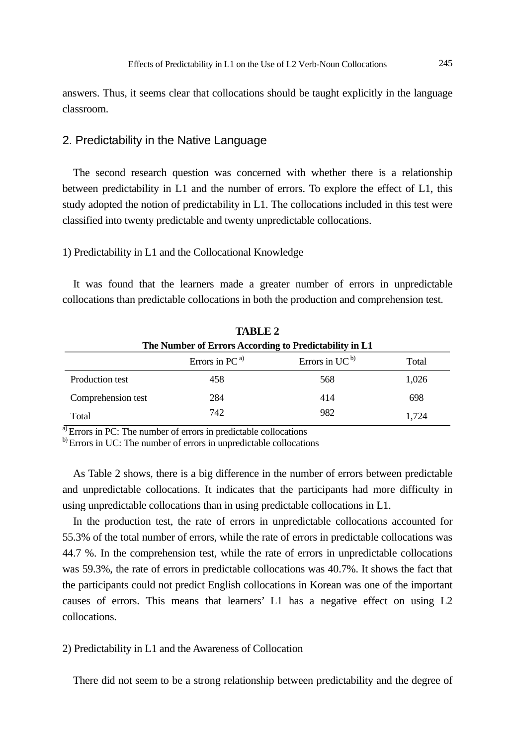answers. Thus, it seems clear that collocations should be taught explicitly in the language classroom.

## 2. Predictability in the Native Language

The second research question was concerned with whether there is a relationship between predictability in L1 and the number of errors. To explore the effect of L1, this study adopted the notion of predictability in L1. The collocations included in this test were classified into twenty predictable and twenty unpredictable collocations.

### 1) Predictability in L1 and the Collocational Knowledge

It was found that the learners made a greater number of errors in unpredictable collocations than predictable collocations in both the production and comprehension test.

**TABLE 2**
**The Number of Errors According to Predictability in L1**

| | Errors in PC [a)] | Errors in UC [b)] | Total |
|---|---|---|---|
| Production test | 458 | 568 | 1,026 |
| Comprehension test | 284 | 414 | 698 |
| Total | 742 | 982 | 1,724 |

[a)] Errors in PC: The number of errors in predictable collocations
[b)] Errors in UC: The number of errors in unpredictable collocations

As Table 2 shows, there is a big difference in the number of errors between predictable and unpredictable collocations. It indicates that the participants had more difficulty in using unpredictable collocations than in using predictable collocations in L1.

In the production test, the rate of errors in unpredictable collocations accounted for 55.3% of the total number of errors, while the rate of errors in predictable collocations was 44.7 %. In the comprehension test, while the rate of errors in unpredictable collocations was 59.3%, the rate of errors in predictable collocations was 40.7%. It shows the fact that the participants could not predict English collocations in Korean was one of the important causes of errors. This means that learners' L1 has a negative effect on using L2 collocations.

### 2) Predictability in L1 and the Awareness of Collocation

There did not seem to be a strong relationship between predictability and the degree of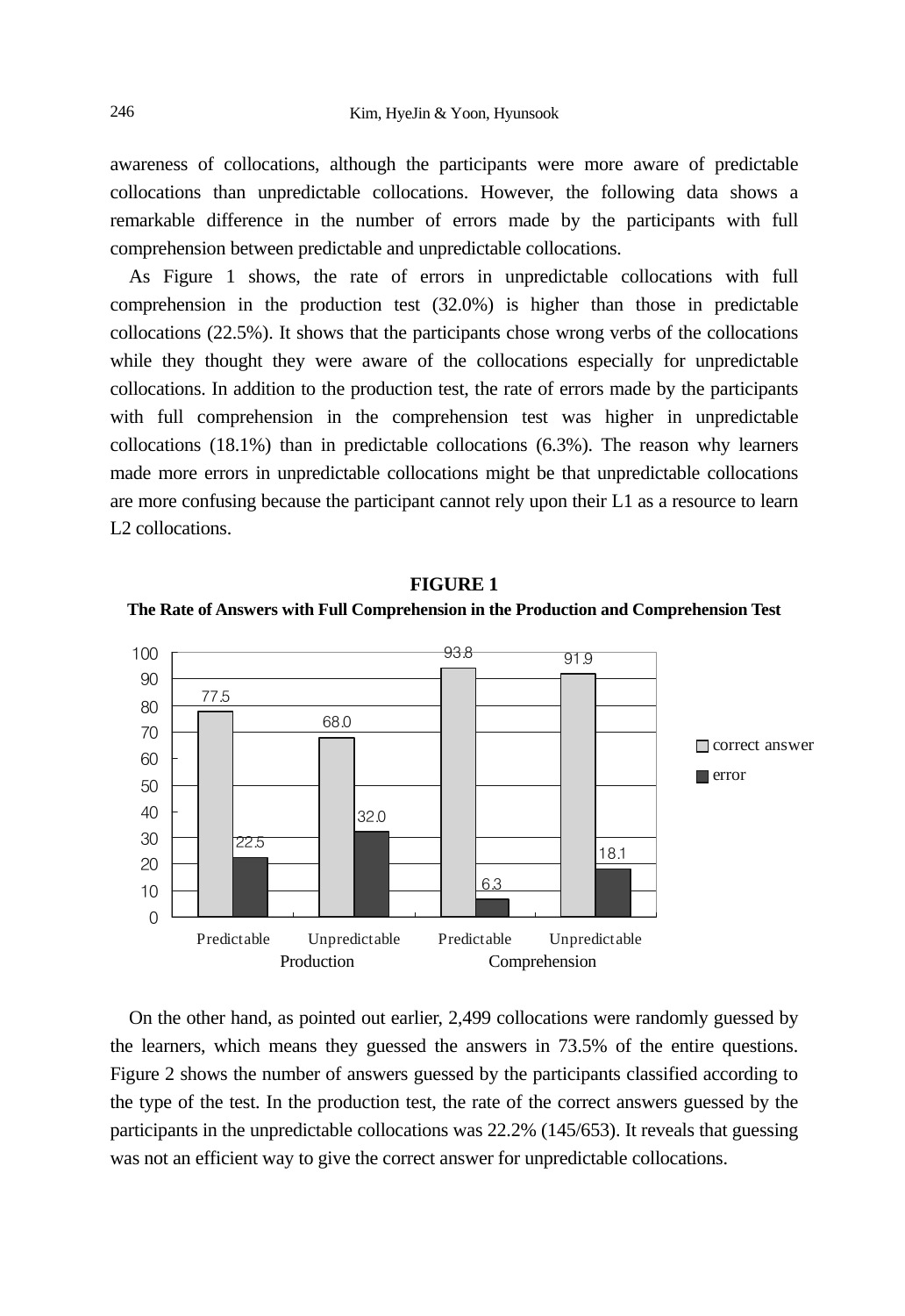awareness of collocations, although the participants were more aware of predictable collocations than unpredictable collocations. However, the following data shows a remarkable difference in the number of errors made by the participants with full comprehension between predictable and unpredictable collocations.

As Figure 1 shows, the rate of errors in unpredictable collocations with full comprehension in the production test (32.0%) is higher than those in predictable collocations (22.5%). It shows that the participants chose wrong verbs of the collocations while they thought they were aware of the collocations especially for unpredictable collocations. In addition to the production test, the rate of errors made by the participants with full comprehension in the comprehension test was higher in unpredictable collocations (18.1%) than in predictable collocations (6.3%). The reason why learners made more errors in unpredictable collocations might be that unpredictable collocations are more confusing because the participant cannot rely upon their L1 as a resource to learn L2 collocations.

**FIGURE 1**

**The Rate of Answers with Full Comprehension in the Production and Comprehension Test**

| | Production: Predictable | Production: Unpredictable | Comprehension: Predictable | Comprehension: Unpredictable |
|---|---|---|---|---|
| correct answer | 77.5 | 68.0 | 93.8 | 91.9 |
| error | 22.5 | 32.0 | 6.3 | 18.1 |

On the other hand, as pointed out earlier, 2,499 collocations were randomly guessed by the learners, which means they guessed the answers in 73.5% of the entire questions. Figure 2 shows the number of answers guessed by the participants classified according to the type of the test. In the production test, the rate of the correct answers guessed by the participants in the unpredictable collocations was 22.2% (145/653). It reveals that guessing was not an efficient way to give the correct answer for unpredictable collocations.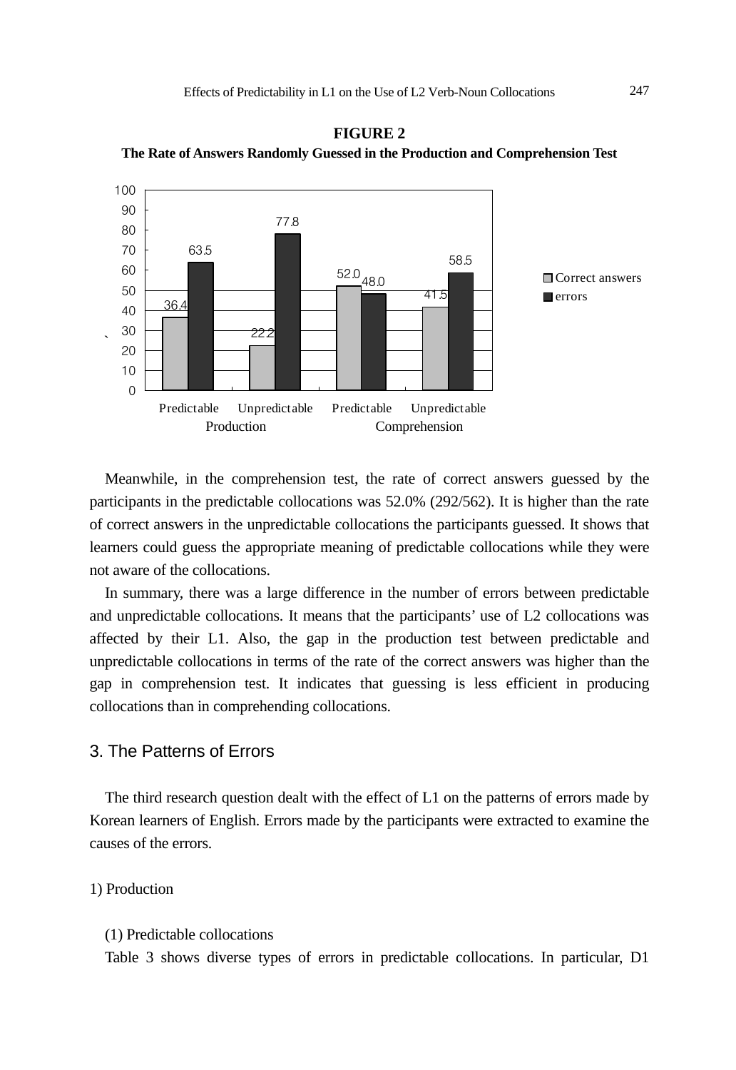**FIGURE 2**
**The Rate of Answers Randomly Guessed in the Production and Comprehension Test**

| | Production | | Comprehension | |
|---|---|---|---|---|
| | Predictable | Unpredictable | Predictable | Unpredictable |
| Correct answers | 36.4 | 22.2 | 52.0 | 41.5 |
| errors | 63.5 | 77.8 | 48.0 | 58.5 |

Meanwhile, in the comprehension test, the rate of correct answers guessed by the participants in the predictable collocations was 52.0% (292/562). It is higher than the rate of correct answers in the unpredictable collocations the participants guessed. It shows that learners could guess the appropriate meaning of predictable collocations while they were not aware of the collocations.

In summary, there was a large difference in the number of errors between predictable and unpredictable collocations. It means that the participants' use of L2 collocations was affected by their L1. Also, the gap in the production test between predictable and unpredictable collocations in terms of the rate of the correct answers was higher than the gap in comprehension test. It indicates that guessing is less efficient in producing collocations than in comprehending collocations.

## 3. The Patterns of Errors

The third research question dealt with the effect of L1 on the patterns of errors made by Korean learners of English. Errors made by the participants were extracted to examine the causes of the errors.

### 1) Production

(1) Predictable collocations

Table 3 shows diverse types of errors in predictable collocations. In particular, D1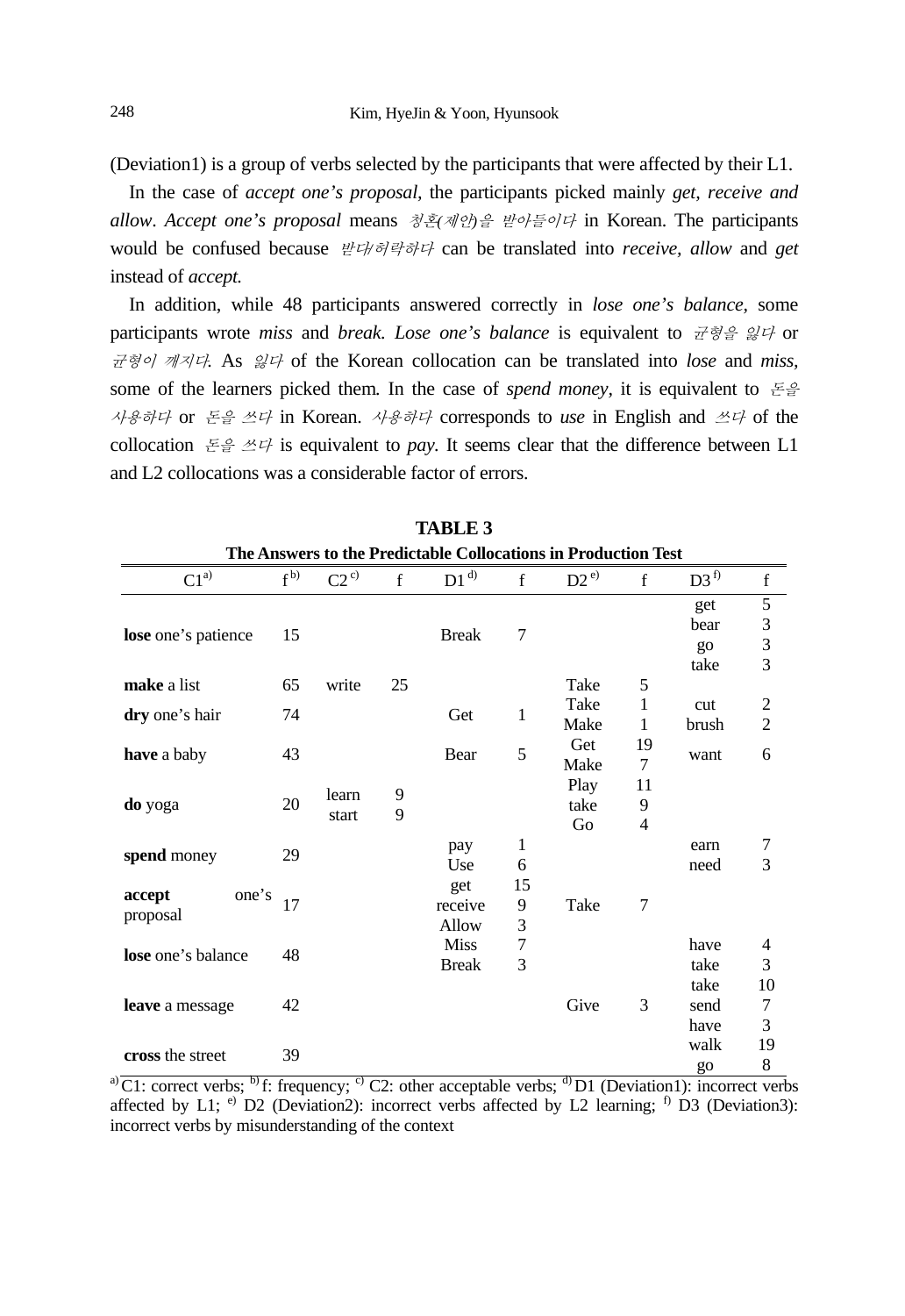(Deviation1) is a group of verbs selected by the participants that were affected by their L1.

In the case of *accept one's proposal*, the participants picked mainly *get*, *receive and allow*. *Accept one's proposal* means *청혼(제안)을 받아들이다* in Korean. The participants would be confused because *받다/허락하다* can be translated into *receive, allow* and *get* instead of *accept.*

In addition, while 48 participants answered correctly in *lose one's balance,* some participants wrote *miss* and *break. Lose one's balance* is equivalent to *균형을 잃다* or *균형이 깨지다*. As *잃다* of the Korean collocation can be translated into *lose* and *miss,* some of the learners picked them. In the case of *spend money*, it is equivalent to *돈을 사용하다* or *돈을 쓰다* in Korean. *사용하다* corresponds to *use* in English and *쓰다* of the collocation *돈을 쓰다* is equivalent to *pay*. It seems clear that the difference between L1 and L2 collocations was a considerable factor of errors.

**TABLE 3**
**The Answers to the Predictable Collocations in Production Test**

| C1[a] | f[b] | C2[c] | f | D1[d] | f | D2[e] | f | D3[f] | f |
|---|---|---|---|---|---|---|---|---|---|
| **lose** one's patience | 15 | | | Break | 7 | | | get<br>bear<br>go<br>take | 5<br>3<br>3<br>3 |
| **make** a list | 65 | write | 25 | | | Take | 5 | | |
| **dry** one's hair | 74 | | | Get | 1 | Take<br>Make | 1<br>1 | cut<br>brush | 2<br>2 |
| **have** a baby | 43 | | | Bear | 5 | Get<br>Make | 19<br>7 | want | 6 |
| **do** yoga | 20 | learn<br>start | 9<br>9 | | | Play<br>take<br>Go | 11<br>9<br>4 | | |
| **spend** money | 29 | | | pay<br>Use | 1<br>6 | | | earn<br>need | 7<br>3 |
| **accept** one's proposal | 17 | | | get<br>receive<br>Allow | 15<br>9<br>3 | Take | 7 | | |
| **lose** one's balance | 48 | | | Miss<br>Break | 7<br>3 | | | have<br>take | 4<br>3 |
| **leave** a message | 42 | | | | | Give | 3 | take<br>send<br>have | 10<br>7<br>3 |
| **cross** the street | 39 | | | | | | | walk<br>go | 19<br>8 |

[a] C1: correct verbs; [b] f: frequency; [c] C2: other acceptable verbs; [d] D1 (Deviation1): incorrect verbs affected by L1; [e] D2 (Deviation2): incorrect verbs affected by L2 learning; [f] D3 (Deviation3): incorrect verbs by misunderstanding of the context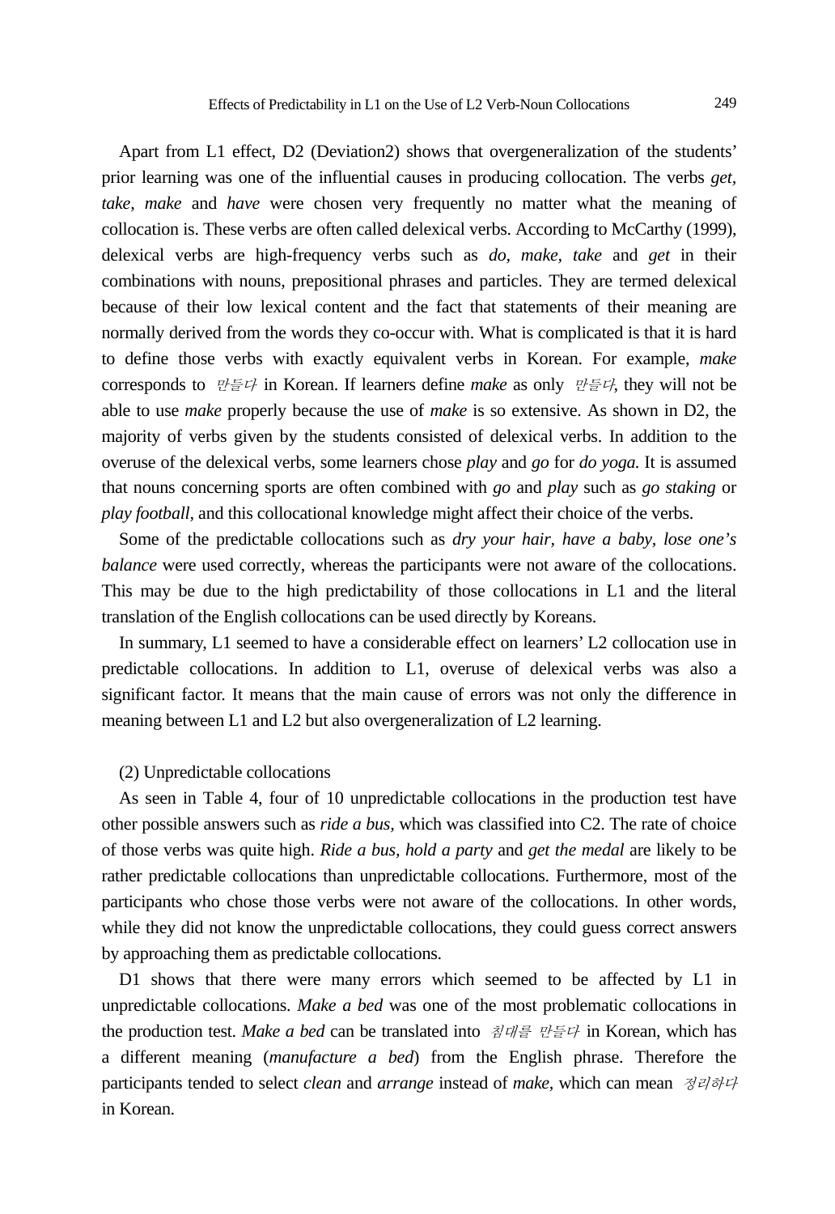Apart from L1 effect, D2 (Deviation2) shows that overgeneralization of the students' prior learning was one of the influential causes in producing collocation. The verbs *get*, *take*, *make* and *have* were chosen very frequently no matter what the meaning of collocation is. These verbs are often called delexical verbs. According to McCarthy (1999), delexical verbs are high-frequency verbs such as *do*, *make*, *take* and *get* in their combinations with nouns, prepositional phrases and particles. They are termed delexical because of their low lexical content and the fact that statements of their meaning are normally derived from the words they co-occur with. What is complicated is that it is hard to define those verbs with exactly equivalent verbs in Korean. For example, *make* corresponds to *만들다* in Korean. If learners define *make* as only *만들다*, they will not be able to use *make* properly because the use of *make* is so extensive. As shown in D2, the majority of verbs given by the students consisted of delexical verbs. In addition to the overuse of the delexical verbs, some learners chose *play* and *go* for *do yoga*. It is assumed that nouns concerning sports are often combined with *go* and *play* such as *go staking* or *play football*, and this collocational knowledge might affect their choice of the verbs.

Some of the predictable collocations such as *dry your hair*, *have a baby*, *lose one's balance* were used correctly, whereas the participants were not aware of the collocations. This may be due to the high predictability of those collocations in L1 and the literal translation of the English collocations can be used directly by Koreans.

In summary, L1 seemed to have a considerable effect on learners' L2 collocation use in predictable collocations. In addition to L1, overuse of delexical verbs was also a significant factor. It means that the main cause of errors was not only the difference in meaning between L1 and L2 but also overgeneralization of L2 learning.

(2) Unpredictable collocations

As seen in Table 4, four of 10 unpredictable collocations in the production test have other possible answers such as *ride a bus*, which was classified into C2. The rate of choice of those verbs was quite high. *Ride a bus*, *hold a party* and *get the medal* are likely to be rather predictable collocations than unpredictable collocations. Furthermore, most of the participants who chose those verbs were not aware of the collocations. In other words, while they did not know the unpredictable collocations, they could guess correct answers by approaching them as predictable collocations.

D1 shows that there were many errors which seemed to be affected by L1 in unpredictable collocations. *Make a bed* was one of the most problematic collocations in the production test. *Make a bed* can be translated into *침대를 만들다* in Korean, which has a different meaning (*manufacture a bed*) from the English phrase. Therefore the participants tended to select *clean* and *arrange* instead of *make*, which can mean *정리하다* in Korean.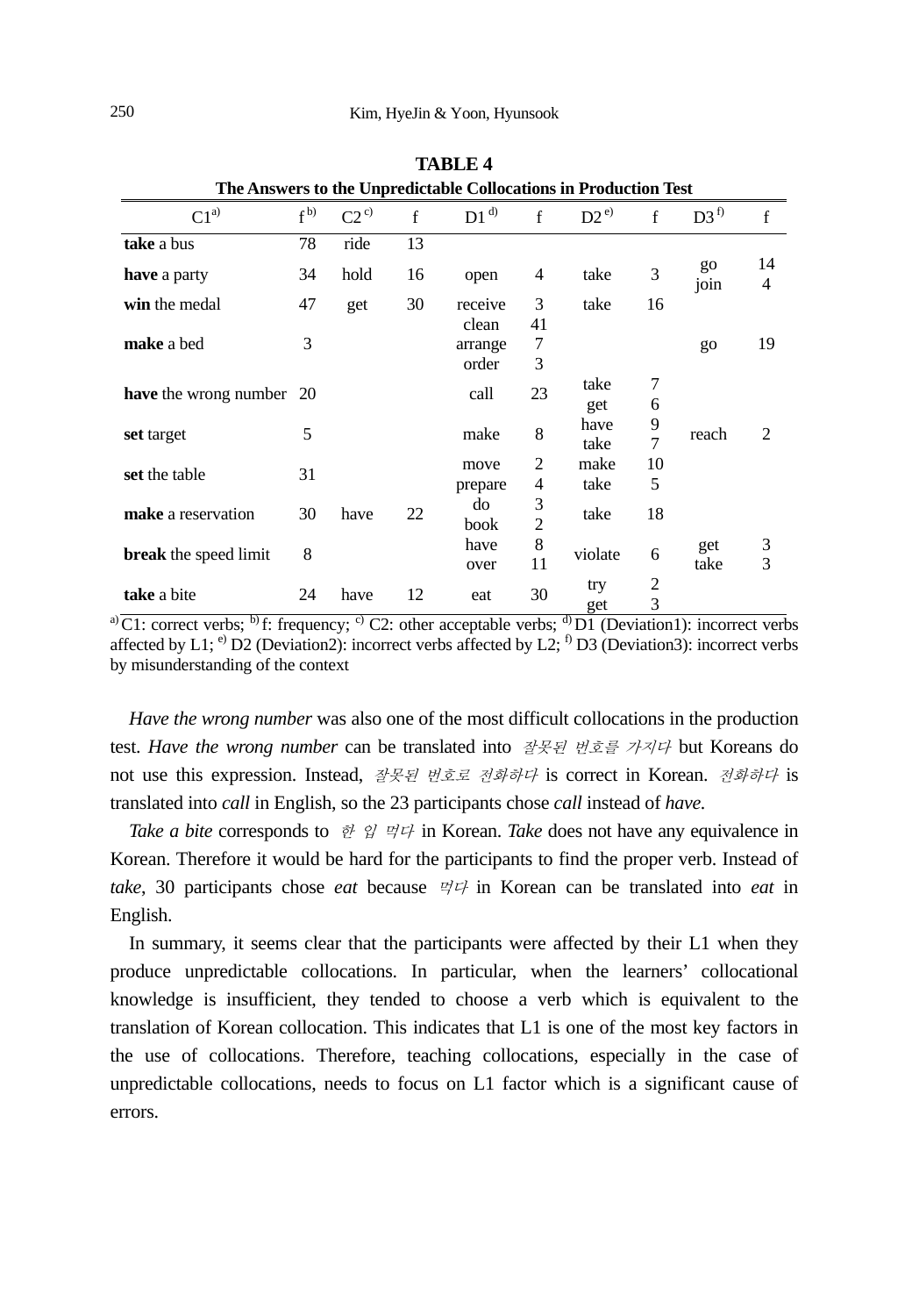**TABLE 4**
**The Answers to the Unpredictable Collocations in Production Test**

| C1[a)] | f[b)] | C2[c)] | f | D1[d)] | f | D2[e)] | f | D3[f)] | f |
|---|---|---|---|---|---|---|---|---|---|
| **take** a bus | 78 | ride | 13 | | | | | | |
| **have** a party | 34 | hold | 16 | open | 4 | take | 3 | go<br>join | 14<br>4 |
| **win** the medal | 47 | get | 30 | receive | 3 | take | 16 | | |
| **make** a bed | 3 | | | clean<br>arrange<br>order | 41<br>7<br>3 | | | go | 19 |
| **have** the wrong number | 20 | | | call | 23 | take<br>get | 7<br>6 | | |
| **set** target | 5 | | | make | 8 | have<br>take | 9<br>7 | reach | 2 |
| **set** the table | 31 | | | move<br>prepare | 2<br>4 | make<br>take | 10<br>5 | | |
| **make** a reservation | 30 | have | 22 | do<br>book | 3<br>2 | take | 18 | | |
| **break** the speed limit | 8 | | | have<br>over | 8<br>11 | violate | 6 | get<br>take | 3<br>3 |
| **take** a bite | 24 | have | 12 | eat | 30 | try<br>get | 2<br>3 | | |

a) C1: correct verbs; b) f: frequency; c) C2: other acceptable verbs; d) D1 (Deviation1): incorrect verbs affected by L1; e) D2 (Deviation2): incorrect verbs affected by L2; f) D3 (Deviation3): incorrect verbs by misunderstanding of the context

*Have the wrong number* was also one of the most difficult collocations in the production test. *Have the wrong number* can be translated into *잘못된 번호를 가지다* but Koreans do not use this expression. Instead, *잘못된 번호로 전화하다* is correct in Korean. *전화하다* is translated into *call* in English, so the 23 participants chose *call* instead of *have.*

*Take a bite* corresponds to *한 입 먹다* in Korean. *Take* does not have any equivalence in Korean. Therefore it would be hard for the participants to find the proper verb. Instead of *take*, 30 participants chose *eat* because *먹다* in Korean can be translated into *eat* in English.

In summary, it seems clear that the participants were affected by their L1 when they produce unpredictable collocations. In particular, when the learners' collocational knowledge is insufficient, they tended to choose a verb which is equivalent to the translation of Korean collocation. This indicates that L1 is one of the most key factors in the use of collocations. Therefore, teaching collocations, especially in the case of unpredictable collocations, needs to focus on L1 factor which is a significant cause of errors.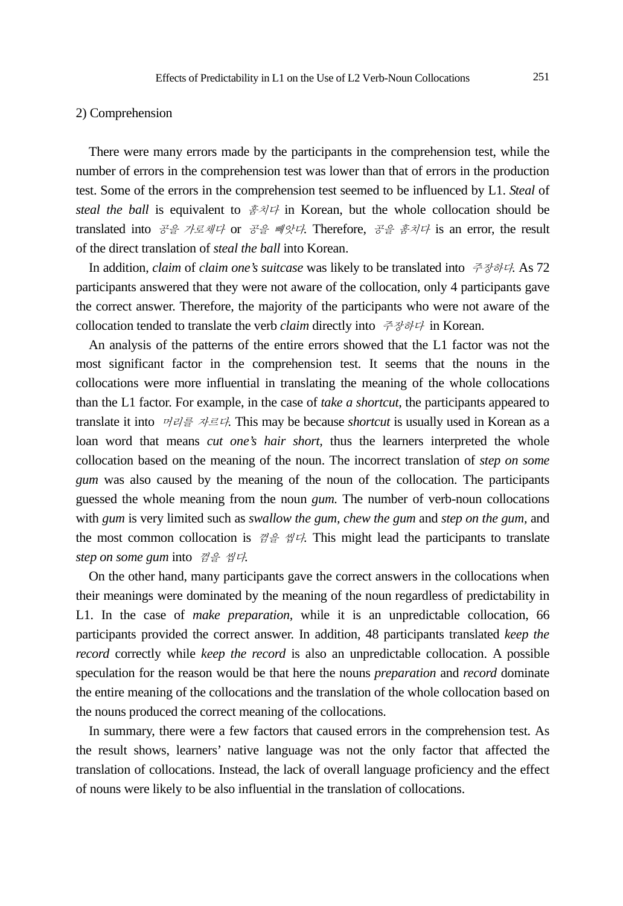2) Comprehension

There were many errors made by the participants in the comprehension test, while the number of errors in the comprehension test was lower than that of errors in the production test. Some of the errors in the comprehension test seemed to be influenced by L1. *Steal* of *steal the ball* is equivalent to *훔치다* in Korean, but the whole collocation should be translated into *공을 가로채다* or *공을 빼앗다*. Therefore, *공을 훔치다* is an error, the result of the direct translation of *steal the ball* into Korean.

In addition, *claim* of *claim one's suitcase* was likely to be translated into *주장하다*. As 72 participants answered that they were not aware of the collocation, only 4 participants gave the correct answer. Therefore, the majority of the participants who were not aware of the collocation tended to translate the verb *claim* directly into *주장하다* in Korean.

An analysis of the patterns of the entire errors showed that the L1 factor was not the most significant factor in the comprehension test. It seems that the nouns in the collocations were more influential in translating the meaning of the whole collocations than the L1 factor. For example, in the case of *take a shortcut*, the participants appeared to translate it into *머리를 자르다*. This may be because *shortcut* is usually used in Korean as a loan word that means *cut one's hair short*, thus the learners interpreted the whole collocation based on the meaning of the noun. The incorrect translation of *step on some gum* was also caused by the meaning of the noun of the collocation. The participants guessed the whole meaning from the noun *gum*. The number of verb-noun collocations with *gum* is very limited such as *swallow the gum*, *chew the gum* and *step on the gum*, and the most common collocation is *껌을 씹다*. This might lead the participants to translate *step on some gum* into *껌을 씹다*.

On the other hand, many participants gave the correct answers in the collocations when their meanings were dominated by the meaning of the noun regardless of predictability in L1. In the case of *make preparation*, while it is an unpredictable collocation, 66 participants provided the correct answer. In addition, 48 participants translated *keep the record* correctly while *keep the record* is also an unpredictable collocation. A possible speculation for the reason would be that here the nouns *preparation* and *record* dominate the entire meaning of the collocations and the translation of the whole collocation based on the nouns produced the correct meaning of the collocations.

In summary, there were a few factors that caused errors in the comprehension test. As the result shows, learners' native language was not the only factor that affected the translation of collocations. Instead, the lack of overall language proficiency and the effect of nouns were likely to be also influential in the translation of collocations.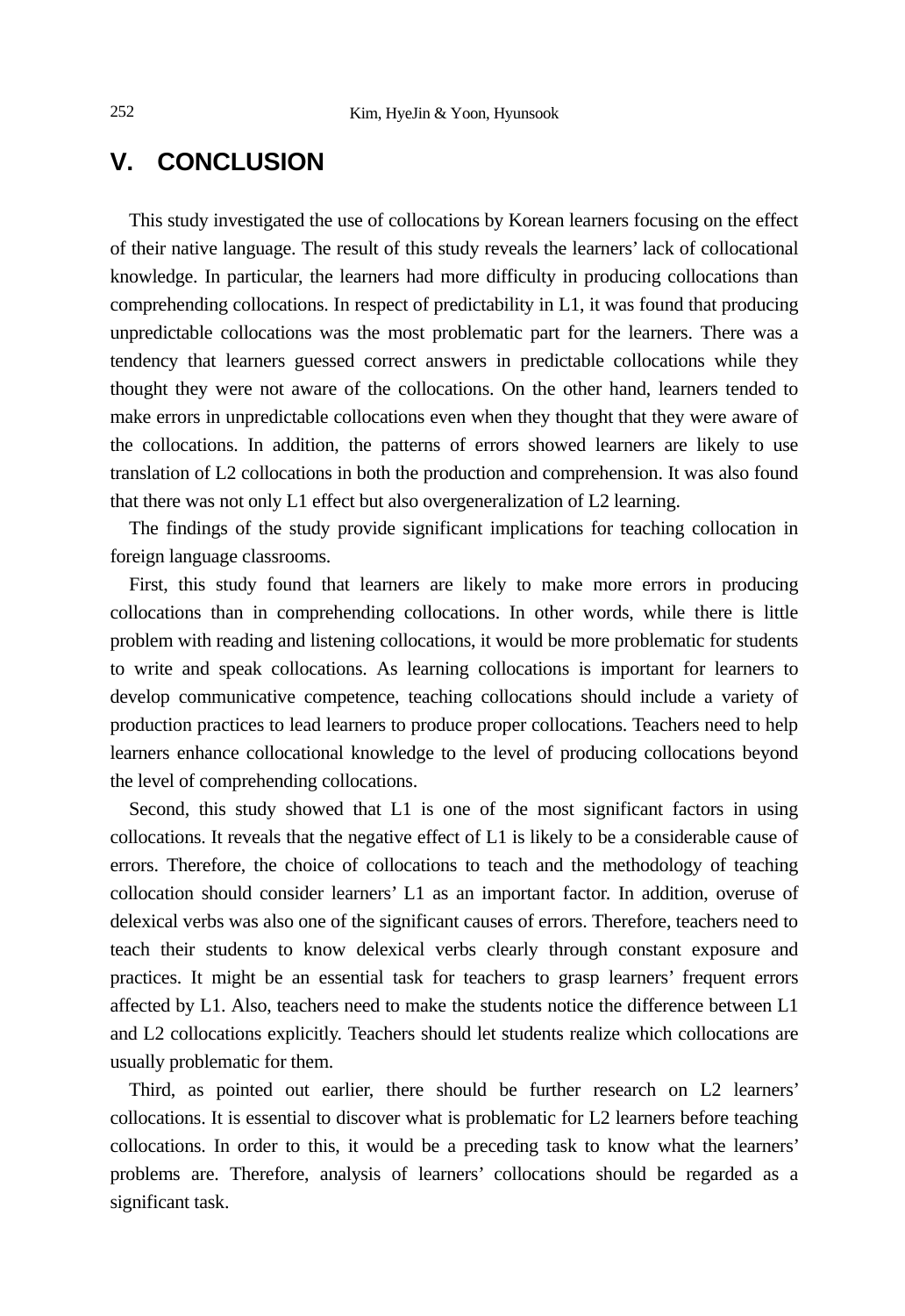## V. CONCLUSION

This study investigated the use of collocations by Korean learners focusing on the effect of their native language. The result of this study reveals the learners' lack of collocational knowledge. In particular, the learners had more difficulty in producing collocations than comprehending collocations. In respect of predictability in L1, it was found that producing unpredictable collocations was the most problematic part for the learners. There was a tendency that learners guessed correct answers in predictable collocations while they thought they were not aware of the collocations. On the other hand, learners tended to make errors in unpredictable collocations even when they thought that they were aware of the collocations. In addition, the patterns of errors showed learners are likely to use translation of L2 collocations in both the production and comprehension. It was also found that there was not only L1 effect but also overgeneralization of L2 learning.

The findings of the study provide significant implications for teaching collocation in foreign language classrooms.

First, this study found that learners are likely to make more errors in producing collocations than in comprehending collocations. In other words, while there is little problem with reading and listening collocations, it would be more problematic for students to write and speak collocations. As learning collocations is important for learners to develop communicative competence, teaching collocations should include a variety of production practices to lead learners to produce proper collocations. Teachers need to help learners enhance collocational knowledge to the level of producing collocations beyond the level of comprehending collocations.

Second, this study showed that L1 is one of the most significant factors in using collocations. It reveals that the negative effect of L1 is likely to be a considerable cause of errors. Therefore, the choice of collocations to teach and the methodology of teaching collocation should consider learners' L1 as an important factor. In addition, overuse of delexical verbs was also one of the significant causes of errors. Therefore, teachers need to teach their students to know delexical verbs clearly through constant exposure and practices. It might be an essential task for teachers to grasp learners' frequent errors affected by L1. Also, teachers need to make the students notice the difference between L1 and L2 collocations explicitly. Teachers should let students realize which collocations are usually problematic for them.

Third, as pointed out earlier, there should be further research on L2 learners' collocations. It is essential to discover what is problematic for L2 learners before teaching collocations. In order to this, it would be a preceding task to know what the learners' problems are. Therefore, analysis of learners' collocations should be regarded as a significant task.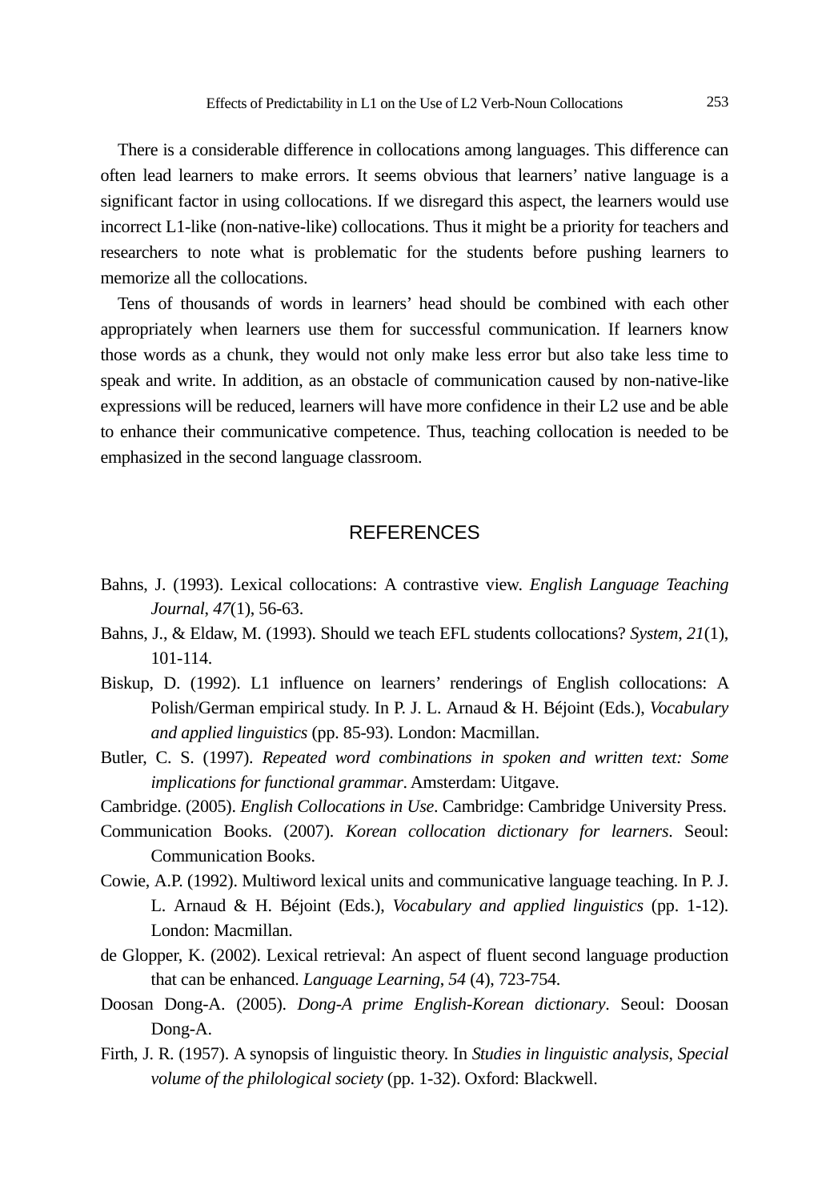There is a considerable difference in collocations among languages. This difference can often lead learners to make errors. It seems obvious that learners' native language is a significant factor in using collocations. If we disregard this aspect, the learners would use incorrect L1-like (non-native-like) collocations. Thus it might be a priority for teachers and researchers to note what is problematic for the students before pushing learners to memorize all the collocations.

Tens of thousands of words in learners' head should be combined with each other appropriately when learners use them for successful communication. If learners know those words as a chunk, they would not only make less error but also take less time to speak and write. In addition, as an obstacle of communication caused by non-native-like expressions will be reduced, learners will have more confidence in their L2 use and be able to enhance their communicative competence. Thus, teaching collocation is needed to be emphasized in the second language classroom.

## REFERENCES

Bahns, J. (1993). Lexical collocations: A contrastive view. *English Language Teaching Journal*, *47*(1), 56-63.

Bahns, J., & Eldaw, M. (1993). Should we teach EFL students collocations? *System*, *21*(1), 101-114.

Biskup, D. (1992). L1 influence on learners' renderings of English collocations: A Polish/German empirical study. In P. J. L. Arnaud & H. Béjoint (Eds.), *Vocabulary and applied linguistics* (pp. 85-93). London: Macmillan.

Butler, C. S. (1997). *Repeated word combinations in spoken and written text: Some implications for functional grammar*. Amsterdam: Uitgave.

Cambridge. (2005). *English Collocations in Use*. Cambridge: Cambridge University Press.

Communication Books. (2007). *Korean collocation dictionary for learners*. Seoul: Communication Books.

Cowie, A.P. (1992). Multiword lexical units and communicative language teaching. In P. J. L. Arnaud & H. Béjoint (Eds.), *Vocabulary and applied linguistics* (pp. 1-12). London: Macmillan.

de Glopper, K. (2002). Lexical retrieval: An aspect of fluent second language production that can be enhanced. *Language Learning*, *54* (4), 723-754.

Doosan Dong-A. (2005). *Dong-A prime English-Korean dictionary*. Seoul: Doosan Dong-A.

Firth, J. R. (1957). A synopsis of linguistic theory. In *Studies in linguistic analysis*, *Special volume of the philological society* (pp. 1-32). Oxford: Blackwell.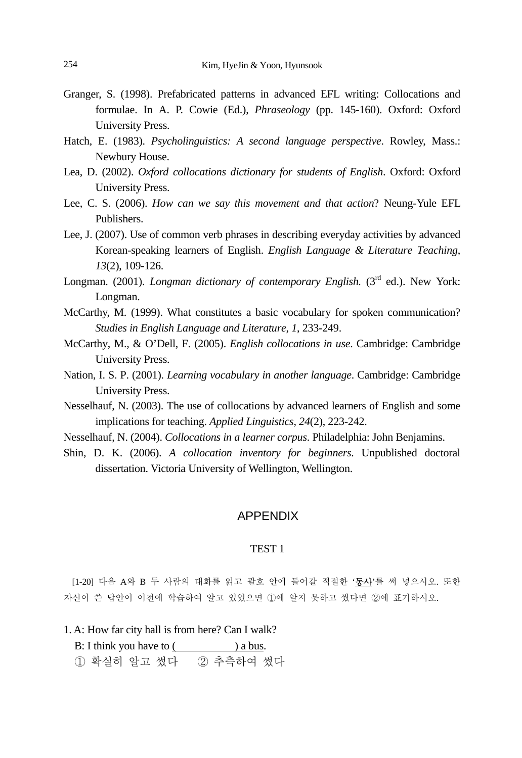Granger, S. (1998). Prefabricated patterns in advanced EFL writing: Collocations and formulae. In A. P. Cowie (Ed.), *Phraseology* (pp. 145-160). Oxford: Oxford University Press.

Hatch, E. (1983). *Psycholinguistics: A second language perspective*. Rowley, Mass.: Newbury House.

Lea, D. (2002). *Oxford collocations dictionary for students of English*. Oxford: Oxford University Press.

Lee, C. S. (2006). *How can we say this movement and that action*? Neung-Yule EFL Publishers.

Lee, J. (2007). Use of common verb phrases in describing everyday activities by advanced Korean-speaking learners of English. *English Language & Literature Teaching, 13*(2), 109-126.

Longman. (2001). *Longman dictionary of contemporary English.* (3rd ed.). New York: Longman.

McCarthy, M. (1999). What constitutes a basic vocabulary for spoken communication? *Studies in English Language and Literature*, *1*, 233-249.

McCarthy, M., & O'Dell, F. (2005). *English collocations in use*. Cambridge: Cambridge University Press.

Nation, I. S. P. (2001). *Learning vocabulary in another language*. Cambridge: Cambridge University Press.

Nesselhauf, N. (2003). The use of collocations by advanced learners of English and some implications for teaching. *Applied Linguistics*, *24*(2), 223-242.

Nesselhauf, N. (2004). *Collocations in a learner corpus*. Philadelphia: John Benjamins.

Shin, D. K. (2006). *A collocation inventory for beginners*. Unpublished doctoral dissertation. Victoria University of Wellington, Wellington.

## APPENDIX

### TEST 1

[1-20] 다음 A와 B 두 사람의 대화를 읽고 괄호 안에 들어갈 적절한 '동사'를 써 넣으시오. 또한 자신이 쓴 답안이 이전에 학습하여 알고 있었으면 ①에 알지 못하고 썼다면 ②에 표기하시오.

1. A: How far city hall is from here? Can I walk?

   B: I think you have to (\_\_\_\_\_\_\_\_\_\_) a bus.

   ① 확실히 알고 썼다　　② 추측하여 썼다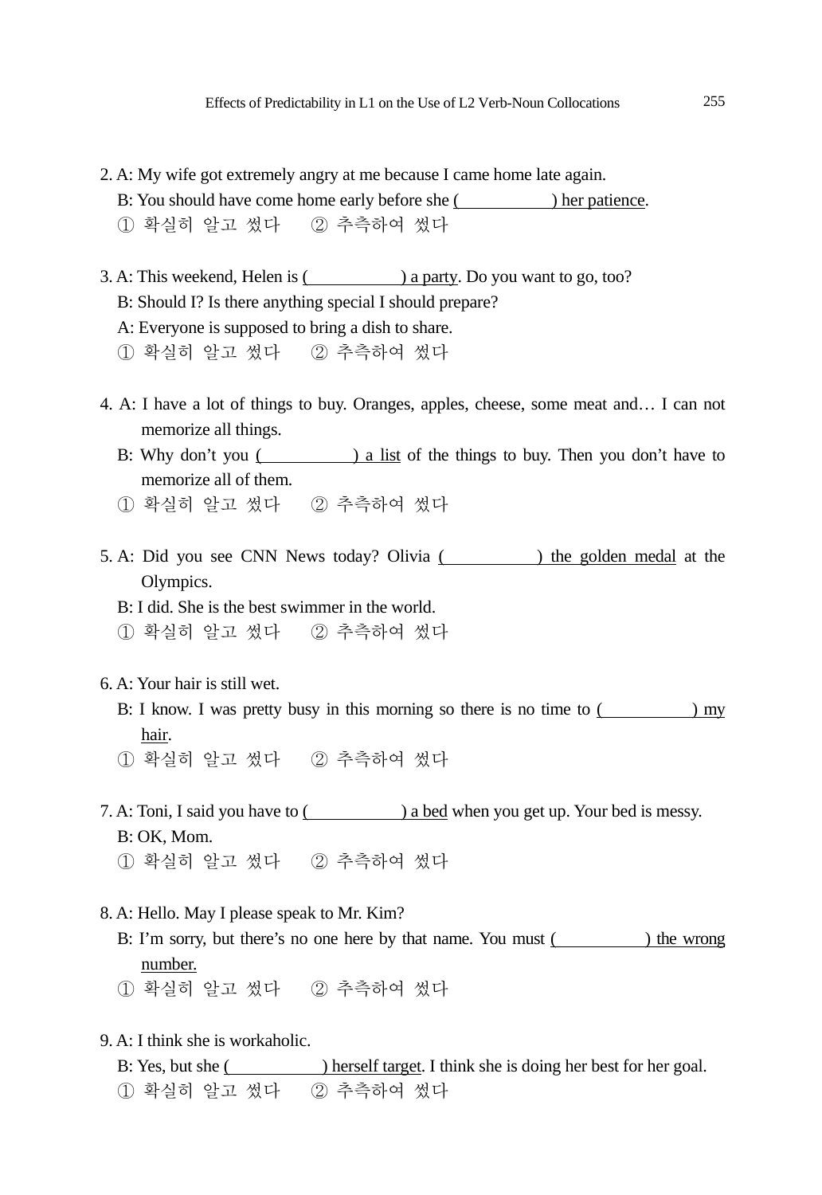2. A: My wife got extremely angry at me because I came home late again.

   B: You should have come home early before she (　　　　　) her patience.

   ① 확실히 알고 썼다　② 추측하여 썼다

3. A: This weekend, Helen is (　　　　　) a party. Do you want to go, too?

   B: Should I? Is there anything special I should prepare?

   A: Everyone is supposed to bring a dish to share.

   ① 확실히 알고 썼다　② 추측하여 썼다

4. A: I have a lot of things to buy. Oranges, apples, cheese, some meat and… I can not memorize all things.

   B: Why don't you (　　　　　) a list of the things to buy. Then you don't have to memorize all of them.

   ① 확실히 알고 썼다　② 추측하여 썼다

5. A: Did you see CNN News today? Olivia (　　　　　) the golden medal at the Olympics.

   B: I did. She is the best swimmer in the world.

   ① 확실히 알고 썼다　② 추측하여 썼다

6. A: Your hair is still wet.

   B: I know. I was pretty busy in this morning so there is no time to (　　　　　) my hair.

   ① 확실히 알고 썼다　② 추측하여 썼다

7. A: Toni, I said you have to (　　　　　) a bed when you get up. Your bed is messy.

   B: OK, Mom.

   ① 확실히 알고 썼다　② 추측하여 썼다

8. A: Hello. May I please speak to Mr. Kim?

   B: I'm sorry, but there's no one here by that name. You must (　　　　　) the wrong number.

   ① 확실히 알고 썼다　② 추측하여 썼다

9. A: I think she is workaholic.

   B: Yes, but she (　　　　　) herself target. I think she is doing her best for her goal.

   ① 확실히 알고 썼다　② 추측하여 썼다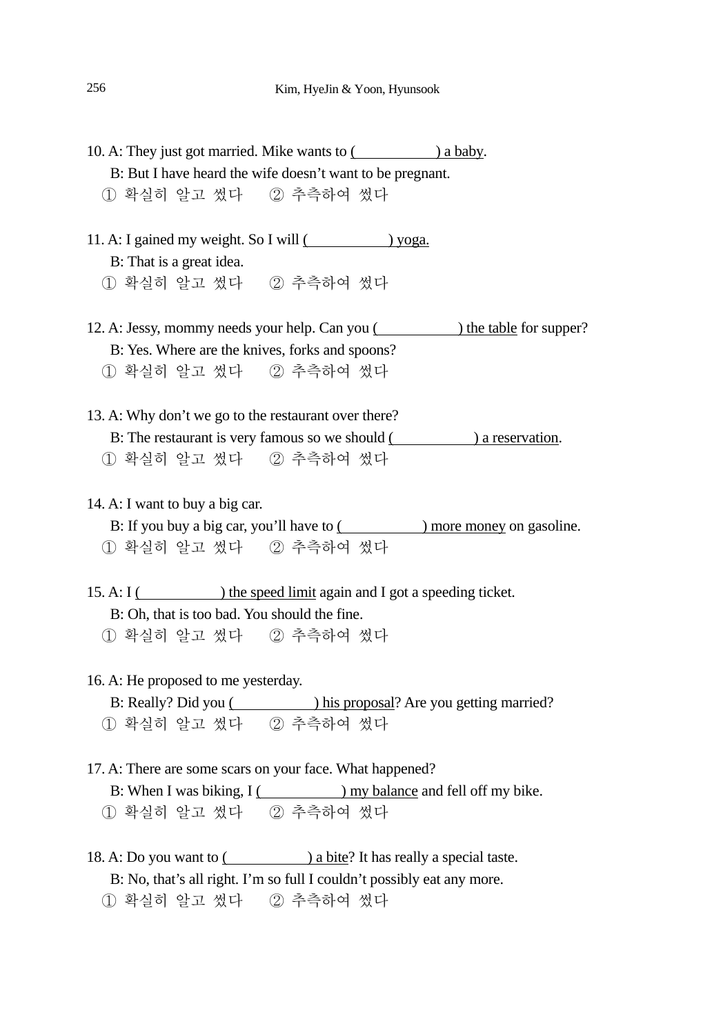10. A: They just got married. Mike wants to (　　　　　) a baby.

B: But I have heard the wife doesn't want to be pregnant.

① 확실히 알고 썼다　② 추측하여 썼다

11. A: I gained my weight. So I will (　　　　　) yoga.

B: That is a great idea.

① 확실히 알고 썼다　② 추측하여 썼다

12. A: Jessy, mommy needs your help. Can you (　　　　　) the table for supper?

B: Yes. Where are the knives, forks and spoons?

① 확실히 알고 썼다　② 추측하여 썼다

13. A: Why don't we go to the restaurant over there?

B: The restaurant is very famous so we should (　　　　　) a reservation.

① 확실히 알고 썼다　② 추측하여 썼다

14. A: I want to buy a big car.

B: If you buy a big car, you'll have to (　　　　　) more money on gasoline.

① 확실히 알고 썼다　② 추측하여 썼다

15. A: I (　　　　　) the speed limit again and I got a speeding ticket.

B: Oh, that is too bad. You should the fine.

① 확실히 알고 썼다　② 추측하여 썼다

16. A: He proposed to me yesterday.

B: Really? Did you (　　　　　) his proposal? Are you getting married?

① 확실히 알고 썼다　② 추측하여 썼다

17. A: There are some scars on your face. What happened?

B: When I was biking, I (　　　　　) my balance and fell off my bike.

① 확실히 알고 썼다　② 추측하여 썼다

18. A: Do you want to (　　　　　) a bite? It has really a special taste.

B: No, that's all right. I'm so full I couldn't possibly eat any more.

① 확실히 알고 썼다　② 추측하여 썼다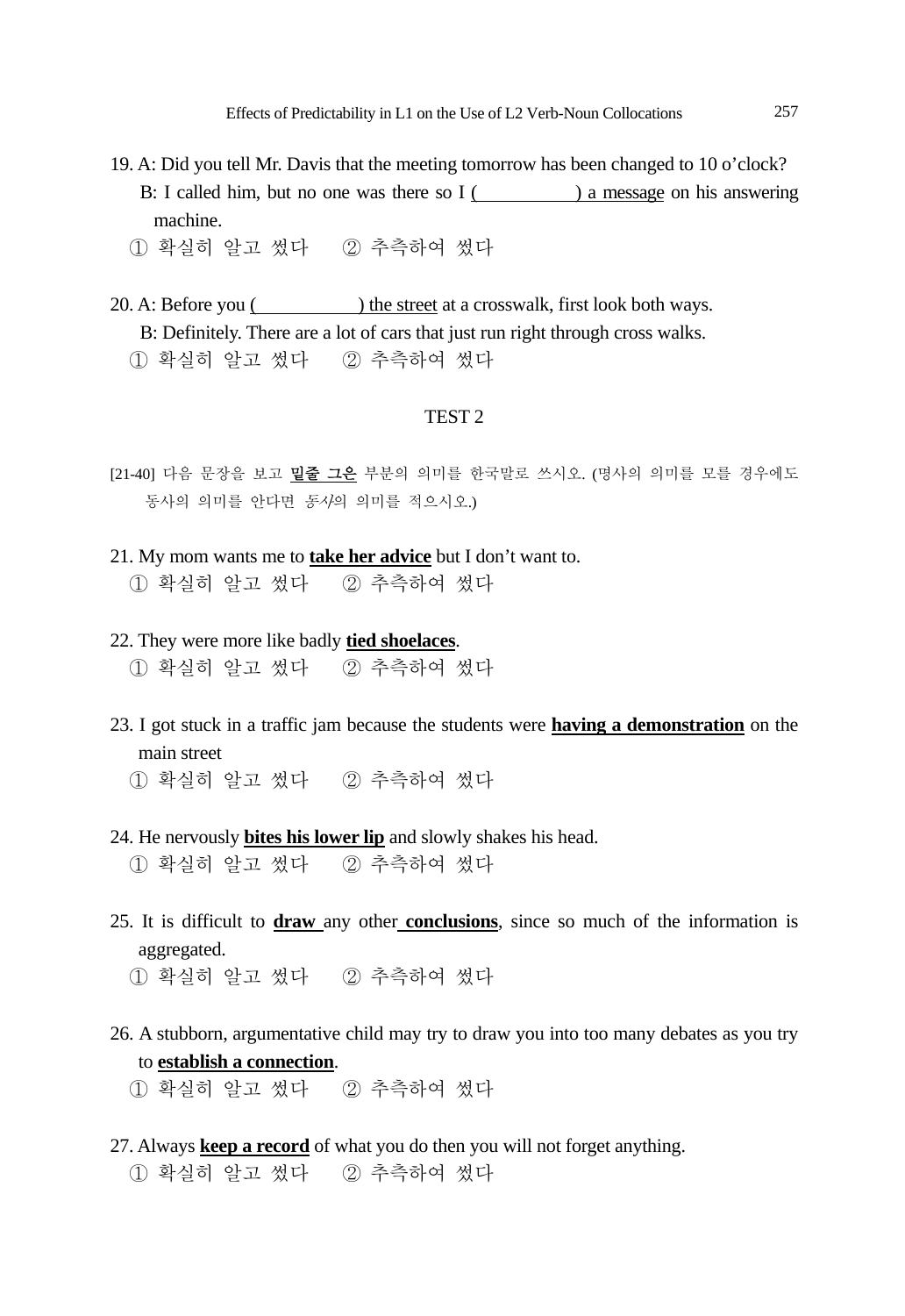19. A: Did you tell Mr. Davis that the meeting tomorrow has been changed to 10 o'clock?

B: I called him, but no one was there so I (            ) a message on his answering machine.

① 확실히 알고 썼다　② 추측하여 썼다

20. A: Before you (            ) the street at a crosswalk, first look both ways.

B: Definitely. There are a lot of cars that just run right through cross walks.

① 확실히 알고 썼다　② 추측하여 썼다

## TEST 2

[21-40] 다음 문장을 보고 **밑줄 그은** 부분의 의미를 한국말로 쓰시오. (명사의 의미를 모를 경우에도 동사의 의미를 안다면 *동사*의 의미를 적으시오.)

21. My mom wants me to **take her advice** but I don't want to.

① 확실히 알고 썼다　② 추측하여 썼다

22. They were more like badly **tied shoelaces**.

① 확실히 알고 썼다　② 추측하여 썼다

23. I got stuck in a traffic jam because the students were **having a demonstration** on the main street

① 확실히 알고 썼다　② 추측하여 썼다

24. He nervously **bites his lower lip** and slowly shakes his head.

① 확실히 알고 썼다　② 추측하여 썼다

25. It is difficult to **draw** any other **conclusions**, since so much of the information is aggregated.

① 확실히 알고 썼다　② 추측하여 썼다

26. A stubborn, argumentative child may try to draw you into too many debates as you try to **establish a connection**.

① 확실히 알고 썼다　② 추측하여 썼다

27. Always **keep a record** of what you do then you will not forget anything.

① 확실히 알고 썼다　② 추측하여 썼다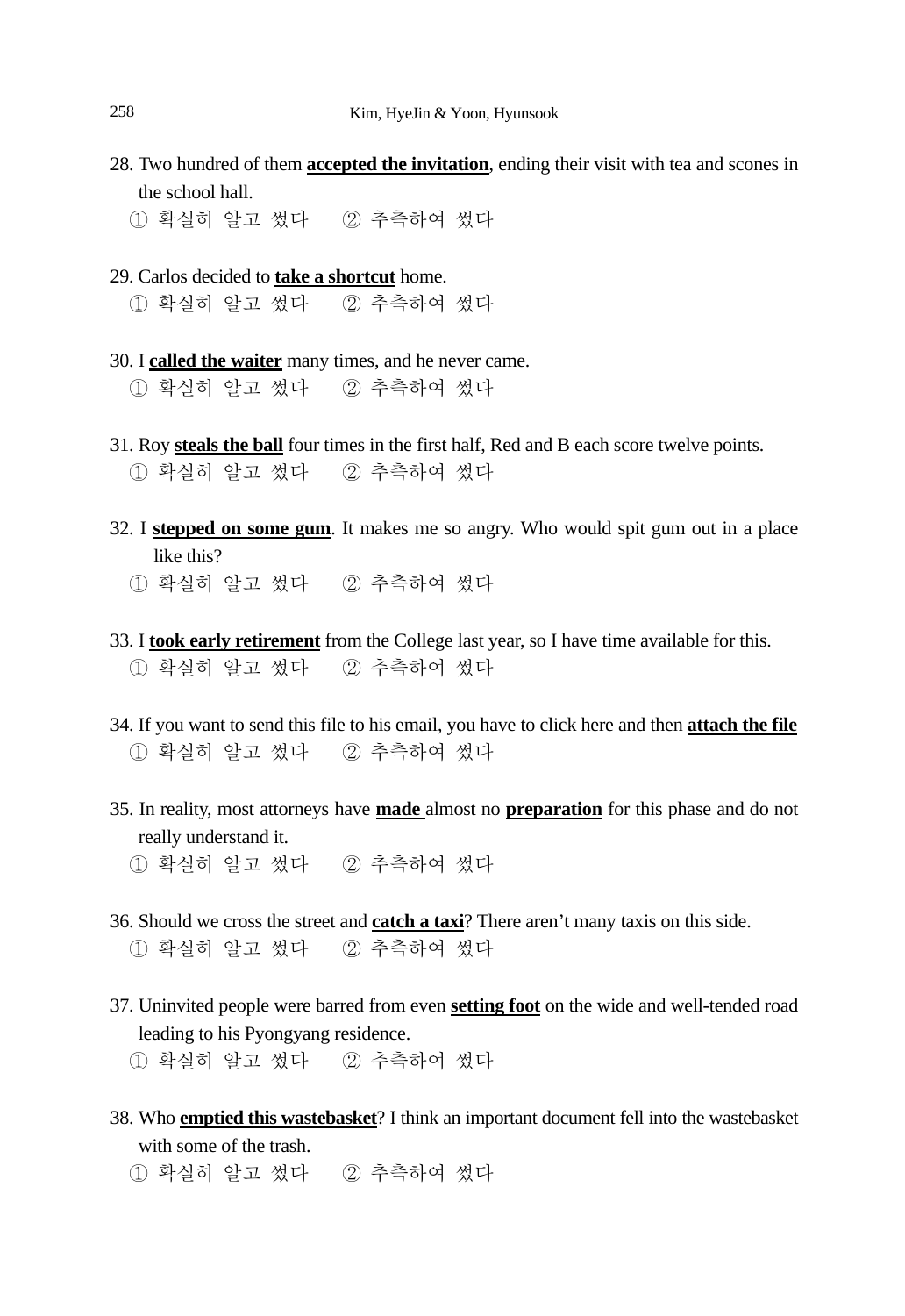28. Two hundred of them **accepted the invitation**, ending their visit with tea and scones in the school hall.

   ① 확실히 알고 썼다 ② 추측하여 썼다

29. Carlos decided to **take a shortcut** home.

   ① 확실히 알고 썼다 ② 추측하여 썼다

30. I **called the waiter** many times, and he never came.

   ① 확실히 알고 썼다 ② 추측하여 썼다

31. Roy **steals the ball** four times in the first half, Red and B each score twelve points.

   ① 확실히 알고 썼다 ② 추측하여 썼다

32. I **stepped on some gum**. It makes me so angry. Who would spit gum out in a place like this?

   ① 확실히 알고 썼다 ② 추측하여 썼다

33. I **took early retirement** from the College last year, so I have time available for this.

   ① 확실히 알고 썼다 ② 추측하여 썼다

34. If you want to send this file to his email, you have to click here and then **attach the file**

   ① 확실히 알고 썼다 ② 추측하여 썼다

35. In reality, most attorneys have **made** almost no **preparation** for this phase and do not really understand it.

   ① 확실히 알고 썼다 ② 추측하여 썼다

36. Should we cross the street and **catch a taxi**? There aren't many taxis on this side.

   ① 확실히 알고 썼다 ② 추측하여 썼다

37. Uninvited people were barred from even **setting foot** on the wide and well-tended road leading to his Pyongyang residence.

   ① 확실히 알고 썼다 ② 추측하여 썼다

38. Who **emptied this wastebasket**? I think an important document fell into the wastebasket with some of the trash.

   ① 확실히 알고 썼다 ② 추측하여 썼다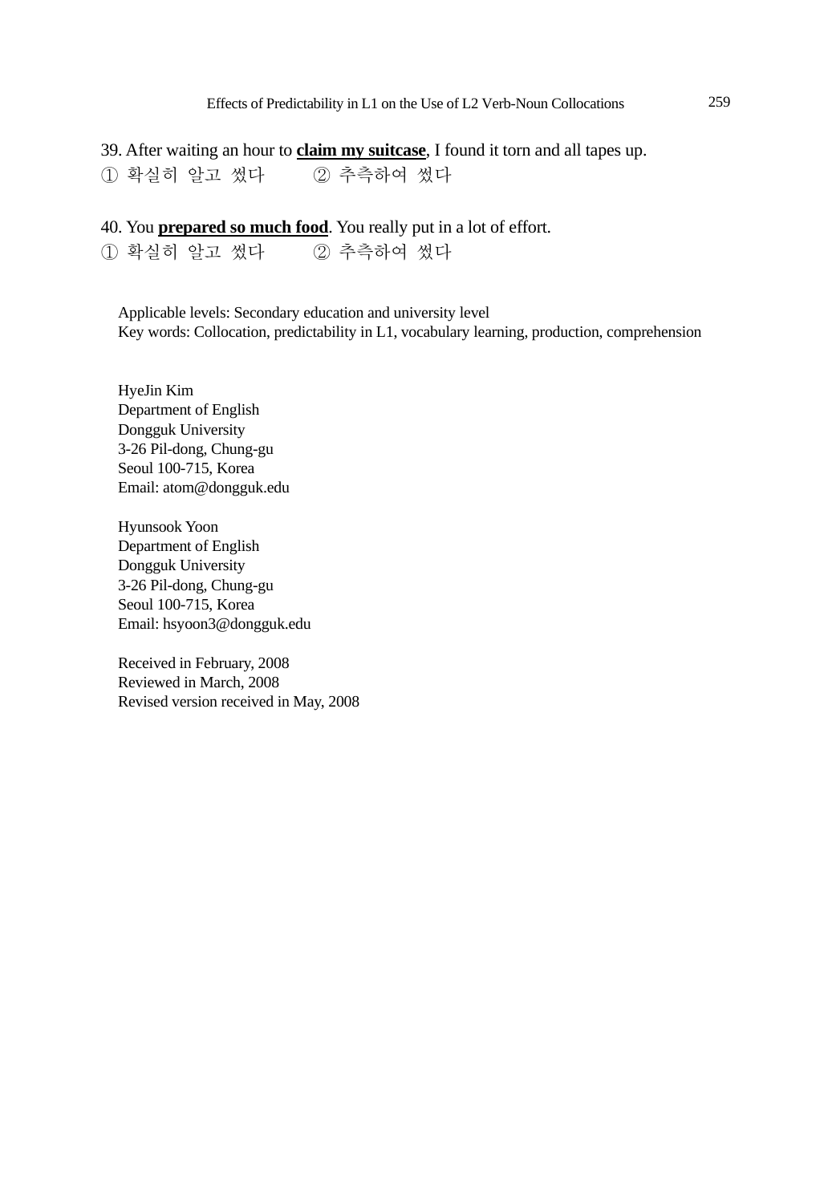39. After waiting an hour to **claim my suitcase**, I found it torn and all tapes up.

① 확실히 알고 썼다　　② 추측하여 썼다

40. You **prepared so much food**. You really put in a lot of effort.

① 확실히 알고 썼다　　② 추측하여 썼다

Applicable levels: Secondary education and university level
Key words: Collocation, predictability in L1, vocabulary learning, production, comprehension

HyeJin Kim
Department of English
Dongguk University
3-26 Pil-dong, Chung-gu
Seoul 100-715, Korea
Email: atom@dongguk.edu

Hyunsook Yoon
Department of English
Dongguk University
3-26 Pil-dong, Chung-gu
Seoul 100-715, Korea
Email: hsyoon3@dongguk.edu

Received in February, 2008
Reviewed in March, 2008
Revised version received in May, 2008